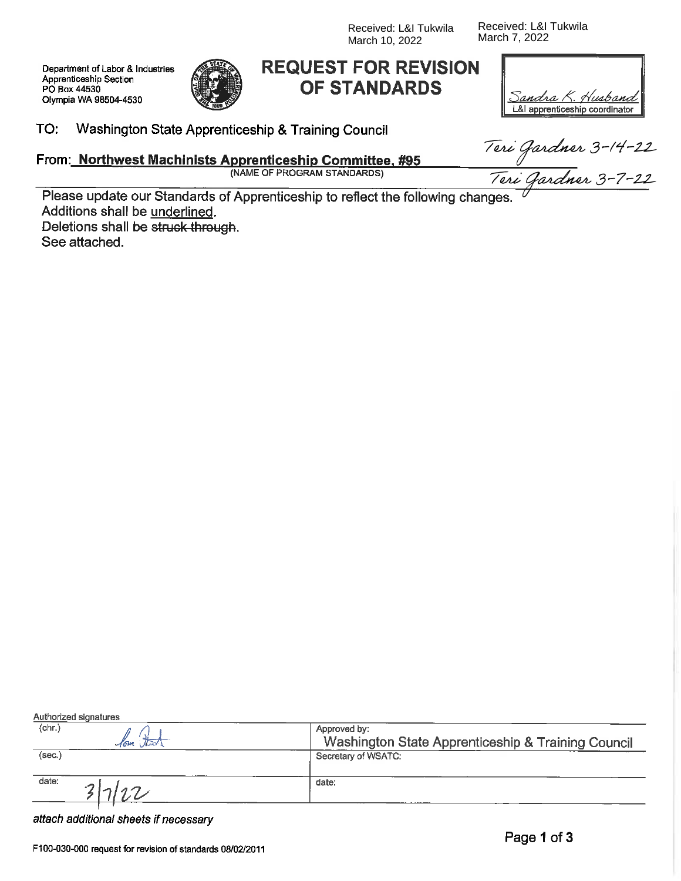Received: L&I Tukwila
March 10, 2022

Received: L&I Tukwila
March 7, 2022

Department of Labor & Industries
Apprenticeship Section
PO Box 44530
Olympia WA 98504-4530

# REQUEST FOR REVISION OF STANDARDS

Sandra K. Husband
L&I apprenticeship coordinator

Teri Gardner 3-14-22

Teri Gardner 3-7-22

TO: Washington State Apprenticeship & Training Council

From: **Northwest Machinists Apprenticeship Committee, #95**
(NAME OF PROGRAM STANDARDS)

Please update our Standards of Apprenticeship to reflect the following changes.
Additions shall be underlined.
Deletions shall be ~~struck through~~.
See attached.

Authorized signatures

| (chr.) Tom [signature] | Approved by: Washington State Apprenticeship & Training Council |
|---|---|
| (sec.) | Secretary of WSATC: |
| date: 3/7/22 | date: |

*attach additional sheets if necessary*

F100-030-000 request for revision of standards 08/02/2011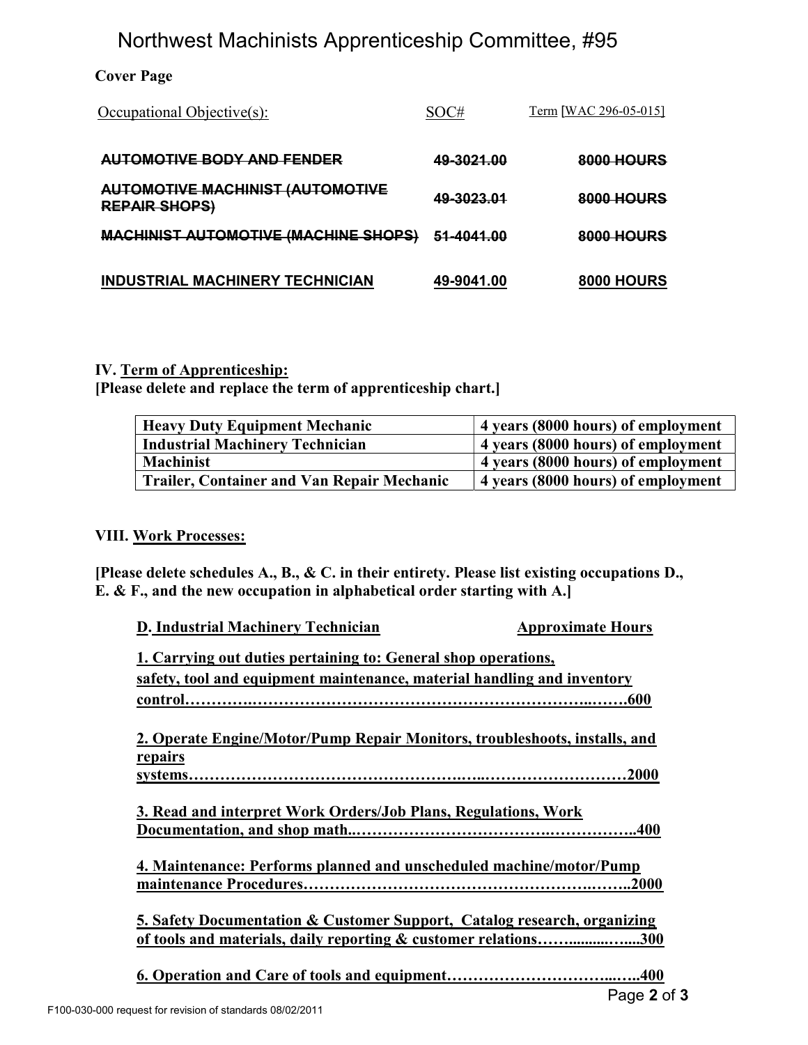# Northwest Machinists Apprenticeship Committee, #95

**Cover Page**

| Occupational Objective(s): | SOC# | Term [WAC 296-05-015] |
|---|---|---|
| ~~**AUTOMOTIVE BODY AND FENDER**~~ | ~~**49-3021.00**~~ | ~~**8000 HOURS**~~ |
| ~~**AUTOMOTIVE MACHINIST (AUTOMOTIVE REPAIR SHOPS)**~~ | ~~**49-3023.01**~~ | ~~**8000 HOURS**~~ |
| ~~**MACHINIST AUTOMOTIVE (MACHINE SHOPS)**~~ | ~~**51-4041.00**~~ | ~~**8000 HOURS**~~ |
| <u>**INDUSTRIAL MACHINERY TECHNICIAN**</u> | <u>**49-9041.00**</u> | <u>**8000 HOURS**</u> |

**IV. <u>Term of Apprenticeship:</u>**

**[Please delete and replace the term of apprenticeship chart.]**

| Occupation | Term |
|---|---|
| **Heavy Duty Equipment Mechanic** | **4 years (8000 hours) of employment** |
| **Industrial Machinery Technician** | **4 years (8000 hours) of employment** |
| **Machinist** | **4 years (8000 hours) of employment** |
| **Trailer, Container and Van Repair Mechanic** | **4 years (8000 hours) of employment** |

**VIII. <u>Work Processes:</u>**

**[Please delete schedules A., B., & C. in their entirety. Please list existing occupations D., E. & F., and the new occupation in alphabetical order starting with A.]**

<u>**D. Industrial Machinery Technician**</u> — <u>**Approximate Hours**</u>

<u>**1. Carrying out duties pertaining to: General shop operations, safety, tool and equipment maintenance, material handling and inventory control……………………………………………………………………..600**</u>

<u>**2. Operate Engine/Motor/Pump Repair Monitors, troubleshoots, installs, and repairs systems……………………………………………………………………2000**</u>

<u>**3. Read and interpret Work Orders/Job Plans, Regulations, Work Documentation, and shop math………………………………………………..400**</u>

<u>**4. Maintenance: Performs planned and unscheduled machine/motor/Pump maintenance Procedures…………………………………………………..2000**</u>

<u>**5. Safety Documentation & Customer Support, Catalog research, organizing of tools and materials, daily reporting & customer relations……............300**</u>

<u>**6. Operation and Care of tools and equipment……………………………..400**</u>

F100-030-000 request for revision of standards 08/02/2011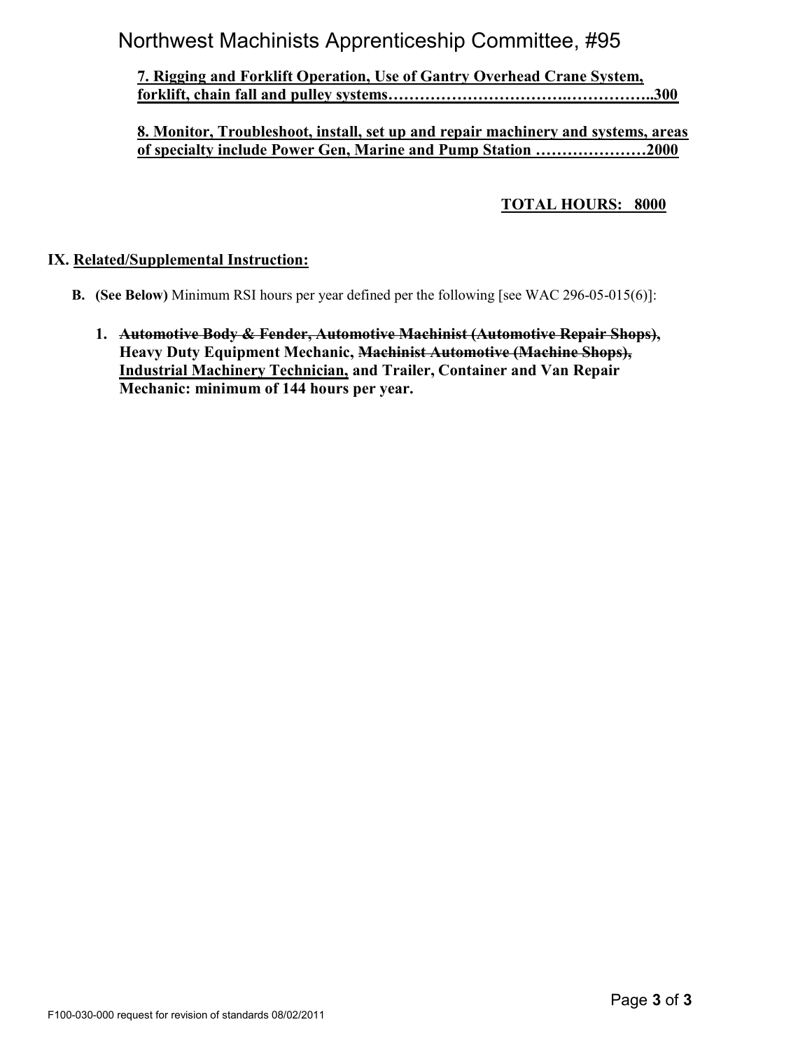**7. Rigging and Forklift Operation, Use of Gantry Overhead Crane System, forklift, chain fall and pulley systems……………………………..……………..300**

**8. Monitor, Troubleshoot, install, set up and repair machinery and systems, areas of specialty include Power Gen, Marine and Pump Station …………………2000**

**TOTAL HOURS: 8000**

## IX. Related/Supplemental Instruction:

**B. (See Below)** Minimum RSI hours per year defined per the following [see WAC 296-05-015(6)]:

1. **~~Automotive Body & Fender, Automotive Machinist (Automotive Repair Shops),~~ Heavy Duty Equipment Mechanic, ~~Machinist Automotive (Machine Shops),~~ Industrial Machinery Technician, and Trailer, Container and Van Repair Mechanic: minimum of 144 hours per year.**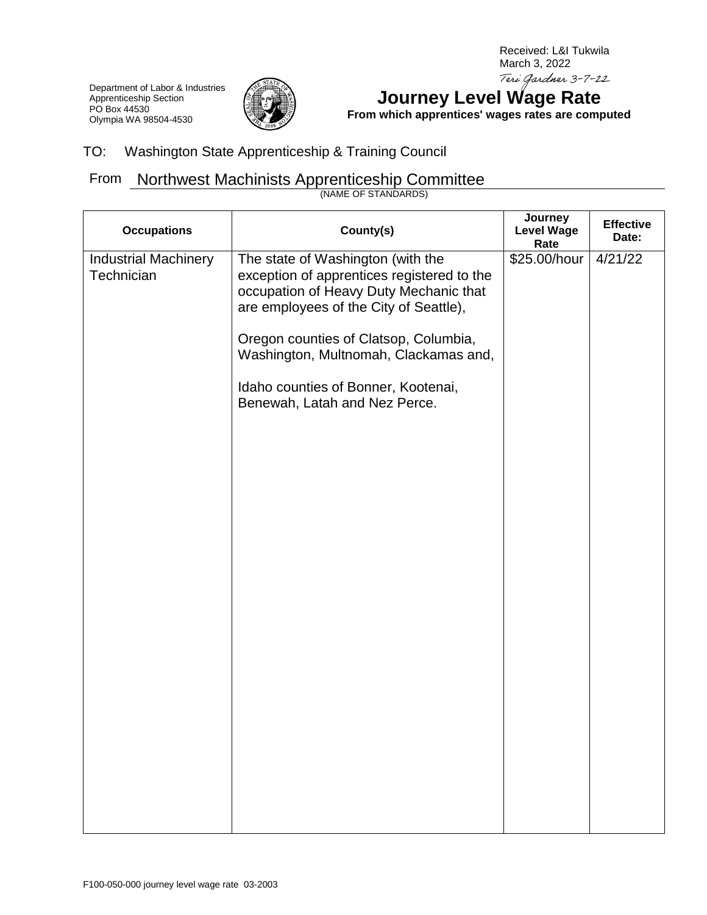Received: L&I Tukwila
March 3, 2022
*Teri Gardner 3-7-22*

Department of Labor & Industries
Apprenticeship Section
PO Box 44530
Olympia WA 98504-4530

# Journey Level Wage Rate

**From which apprentices' wages rates are computed**

TO: Washington State Apprenticeship & Training Council

From Northwest Machinists Apprenticeship Committee
(NAME OF STANDARDS)

| Occupations | County(s) | Journey Level Wage Rate | Effective Date: |
|---|---|---|---|
| Industrial Machinery Technician | The state of Washington (with the exception of apprentices registered to the occupation of Heavy Duty Mechanic that are employees of the City of Seattle),<br><br>Oregon counties of Clatsop, Columbia, Washington, Multnomah, Clackamas and,<br><br>Idaho counties of Bonner, Kootenai, Benewah, Latah and Nez Perce. | $25.00/hour | 4/21/22 |

F100-050-000 journey level wage rate 03-2003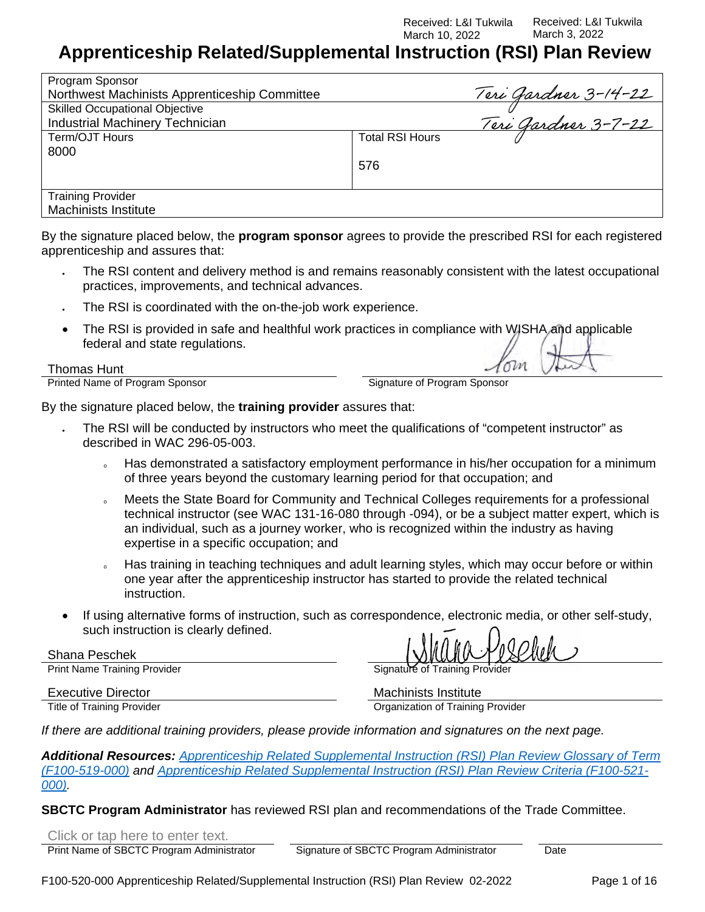Received: L&I Tukwila
March 10, 2022

Received: L&I Tukwila
March 3, 2022

# Apprenticeship Related/Supplemental Instruction (RSI) Plan Review

| Program Sponsor<br>Northwest Machinists Apprenticeship Committee | Teri Gardner 3-14-22 |
|---|---|
| Skilled Occupational Objective<br>Industrial Machinery Technician | Teri Gardner 3-7-22 |
| Term/OJT Hours<br>8000 | Total RSI Hours<br>576 |
| Training Provider<br>Machinists Institute | |

By the signature placed below, the **program sponsor** agrees to provide the prescribed RSI for each registered apprenticeship and assures that:

- The RSI content and delivery method is and remains reasonably consistent with the latest occupational practices, improvements, and technical advances.
- The RSI is coordinated with the on-the-job work experience.
- The RSI is provided in safe and healthful work practices in compliance with WISHA and applicable federal and state regulations.

Thomas Hunt
Printed Name of Program Sponsor

Tom Hunt
Signature of Program Sponsor

By the signature placed below, the **training provider** assures that:

- The RSI will be conducted by instructors who meet the qualifications of "competent instructor" as described in WAC 296-05-003.
  - Has demonstrated a satisfactory employment performance in his/her occupation for a minimum of three years beyond the customary learning period for that occupation; and
  - Meets the State Board for Community and Technical Colleges requirements for a professional technical instructor (see WAC 131-16-080 through -094), or be a subject matter expert, which is an individual, such as a journey worker, who is recognized within the industry as having expertise in a specific occupation; and
  - Has training in teaching techniques and adult learning styles, which may occur before or within one year after the apprenticeship instructor has started to provide the related technical instruction.
- If using alternative forms of instruction, such as correspondence, electronic media, or other self-study, such instruction is clearly defined.

Shana Peschek
Print Name Training Provider

Shana Peschek
Signature of Training Provider

Executive Director
Title of Training Provider

Machinists Institute
Organization of Training Provider

*If there are additional training providers, please provide information and signatures on the next page.*

***Additional Resources:*** *Apprenticeship Related Supplemental Instruction (RSI) Plan Review Glossary of Term (F100-519-000)* ***and*** *Apprenticeship Related Supplemental Instruction (RSI) Plan Review Criteria (F100-521-000).*

**SBCTC Program Administrator** has reviewed RSI plan and recommendations of the Trade Committee.

Click or tap here to enter text.
Print Name of SBCTC Program Administrator | Signature of SBCTC Program Administrator | Date

F100-520-000 Apprenticeship Related/Supplemental Instruction (RSI) Plan Review 02-2022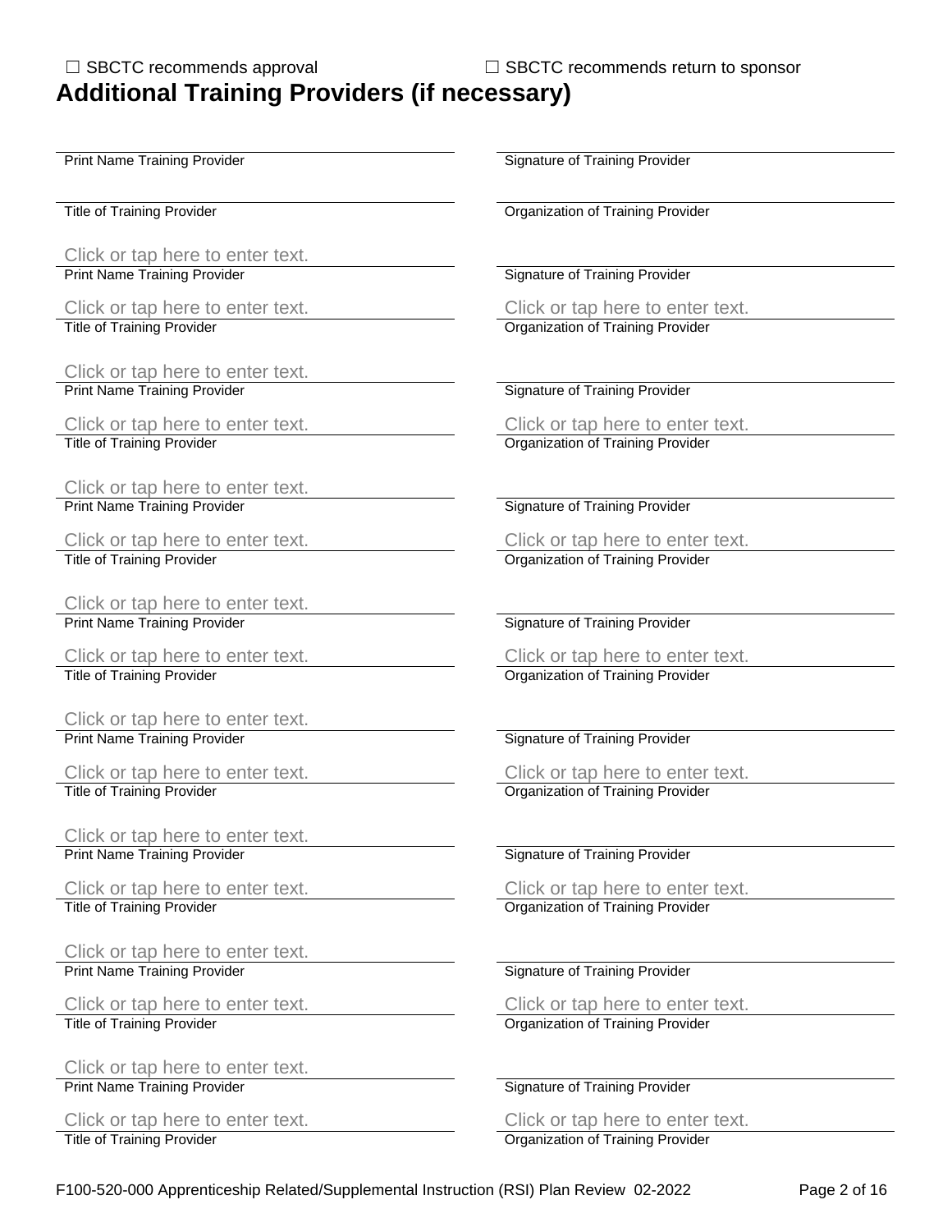☐ SBCTC recommends approval ☐ SBCTC recommends return to sponsor

# Additional Training Providers (if necessary)

| | |
|---|---|
| Print Name Training Provider | Signature of Training Provider |
| Title of Training Provider | Organization of Training Provider |
| Click or tap here to enter text. | |
| Print Name Training Provider | Signature of Training Provider |
| Click or tap here to enter text. | Click or tap here to enter text. |
| Title of Training Provider | Organization of Training Provider |
| Click or tap here to enter text. | |
| Print Name Training Provider | Signature of Training Provider |
| Click or tap here to enter text. | Click or tap here to enter text. |
| Title of Training Provider | Organization of Training Provider |
| Click or tap here to enter text. | |
| Print Name Training Provider | Signature of Training Provider |
| Click or tap here to enter text. | Click or tap here to enter text. |
| Title of Training Provider | Organization of Training Provider |
| Click or tap here to enter text. | |
| Print Name Training Provider | Signature of Training Provider |
| Click or tap here to enter text. | Click or tap here to enter text. |
| Title of Training Provider | Organization of Training Provider |
| Click or tap here to enter text. | |
| Print Name Training Provider | Signature of Training Provider |
| Click or tap here to enter text. | Click or tap here to enter text. |
| Title of Training Provider | Organization of Training Provider |
| Click or tap here to enter text. | |
| Print Name Training Provider | Signature of Training Provider |
| Click or tap here to enter text. | Click or tap here to enter text. |
| Title of Training Provider | Organization of Training Provider |
| Click or tap here to enter text. | |
| Print Name Training Provider | Signature of Training Provider |
| Click or tap here to enter text. | Click or tap here to enter text. |
| Title of Training Provider | Organization of Training Provider |
| Click or tap here to enter text. | |
| Print Name Training Provider | Signature of Training Provider |
| Click or tap here to enter text. | Click or tap here to enter text. |
| Title of Training Provider | Organization of Training Provider |

F100-520-000 Apprenticeship Related/Supplemental Instruction (RSI) Plan Review 02-2022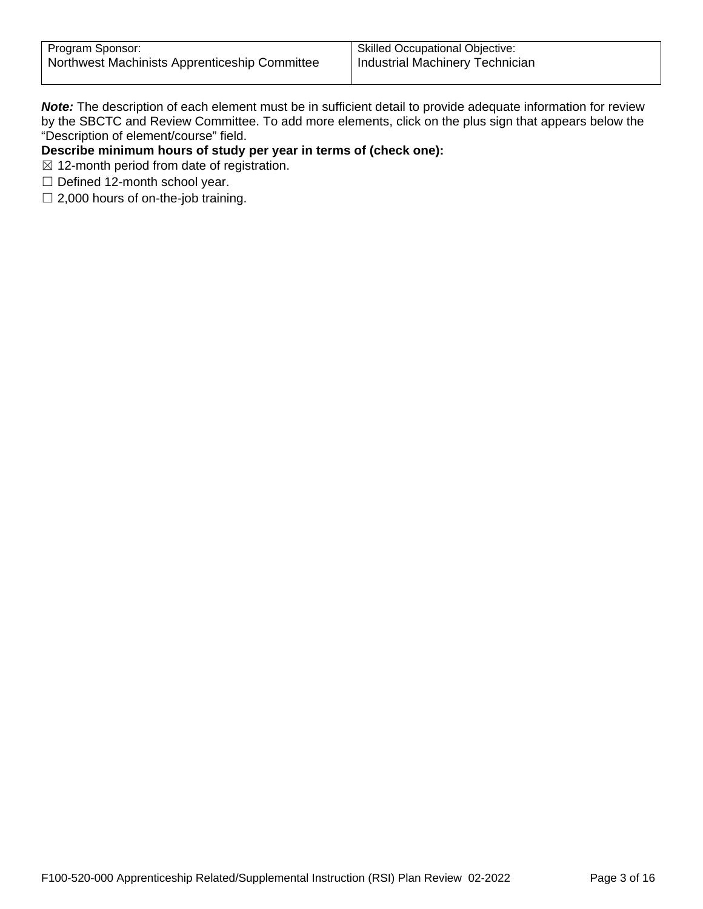| Program Sponsor: | Skilled Occupational Objective: |
|---|---|
| Northwest Machinists Apprenticeship Committee | Industrial Machinery Technician |

***Note:*** The description of each element must be in sufficient detail to provide adequate information for review by the SBCTC and Review Committee. To add more elements, click on the plus sign that appears below the "Description of element/course" field.

**Describe minimum hours of study per year in terms of (check one):**

☒ 12-month period from date of registration.

☐ Defined 12-month school year.

☐ 2,000 hours of on-the-job training.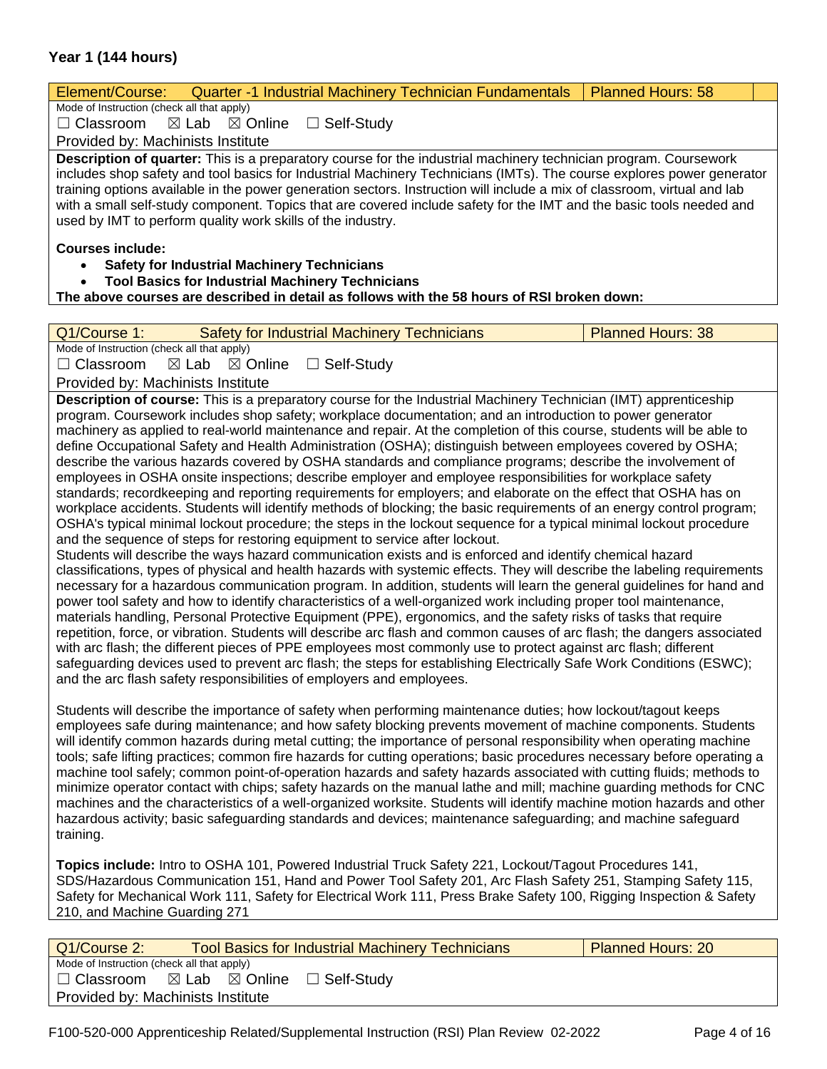## Year 1 (144 hours)

| Element/Course: Quarter -1 Industrial Machinery Technician Fundamentals | Planned Hours: 58 |
|---|---|

Mode of Instruction (check all that apply)

☐ Classroom ☒ Lab ☒ Online ☐ Self-Study

Provided by: Machinists Institute

**Description of quarter:** This is a preparatory course for the industrial machinery technician program. Coursework includes shop safety and tool basics for Industrial Machinery Technicians (IMTs). The course explores power generator training options available in the power generation sectors. Instruction will include a mix of classroom, virtual and lab with a small self-study component. Topics that are covered include safety for the IMT and the basic tools needed and used by IMT to perform quality work skills of the industry.

**Courses include:**

- **Safety for Industrial Machinery Technicians**
- **Tool Basics for Industrial Machinery Technicians**

**The above courses are described in detail as follows with the 58 hours of RSI broken down:**

| Q1/Course 1: Safety for Industrial Machinery Technicians | Planned Hours: 38 |
|---|---|

Mode of Instruction (check all that apply)

☐ Classroom ☒ Lab ☒ Online ☐ Self-Study

Provided by: Machinists Institute

**Description of course:** This is a preparatory course for the Industrial Machinery Technician (IMT) apprenticeship program. Coursework includes shop safety; workplace documentation; and an introduction to power generator machinery as applied to real-world maintenance and repair. At the completion of this course, students will be able to define Occupational Safety and Health Administration (OSHA); distinguish between employees covered by OSHA; describe the various hazards covered by OSHA standards and compliance programs; describe the involvement of employees in OSHA onsite inspections; describe employer and employee responsibilities for workplace safety standards; recordkeeping and reporting requirements for employers; and elaborate on the effect that OSHA has on workplace accidents. Students will identify methods of blocking; the basic requirements of an energy control program; OSHA's typical minimal lockout procedure; the steps in the lockout sequence for a typical minimal lockout procedure and the sequence of steps for restoring equipment to service after lockout.
Students will describe the ways hazard communication exists and is enforced and identify chemical hazard classifications, types of physical and health hazards with systemic effects. They will describe the labeling requirements necessary for a hazardous communication program. In addition, students will learn the general guidelines for hand and power tool safety and how to identify characteristics of a well-organized work including proper tool maintenance, materials handling, Personal Protective Equipment (PPE), ergonomics, and the safety risks of tasks that require repetition, force, or vibration. Students will describe arc flash and common causes of arc flash; the dangers associated with arc flash; the different pieces of PPE employees most commonly use to protect against arc flash; different safeguarding devices used to prevent arc flash; the steps for establishing Electrically Safe Work Conditions (ESWC); and the arc flash safety responsibilities of employers and employees.

Students will describe the importance of safety when performing maintenance duties; how lockout/tagout keeps employees safe during maintenance; and how safety blocking prevents movement of machine components. Students will identify common hazards during metal cutting; the importance of personal responsibility when operating machine tools; safe lifting practices; common fire hazards for cutting operations; basic procedures necessary before operating a machine tool safely; common point-of-operation hazards and safety hazards associated with cutting fluids; methods to minimize operator contact with chips; safety hazards on the manual lathe and mill; machine guarding methods for CNC machines and the characteristics of a well-organized worksite. Students will identify machine motion hazards and other hazardous activity; basic safeguarding standards and devices; maintenance safeguarding; and machine safeguard training.

**Topics include:** Intro to OSHA 101, Powered Industrial Truck Safety 221, Lockout/Tagout Procedures 141, SDS/Hazardous Communication 151, Hand and Power Tool Safety 201, Arc Flash Safety 251, Stamping Safety 115, Safety for Mechanical Work 111, Safety for Electrical Work 111, Press Brake Safety 100, Rigging Inspection & Safety 210, and Machine Guarding 271

| Q1/Course 2: Tool Basics for Industrial Machinery Technicians | Planned Hours: 20 |
|---|---|

Mode of Instruction (check all that apply)

☐ Classroom ☒ Lab ☒ Online ☐ Self-Study

Provided by: Machinists Institute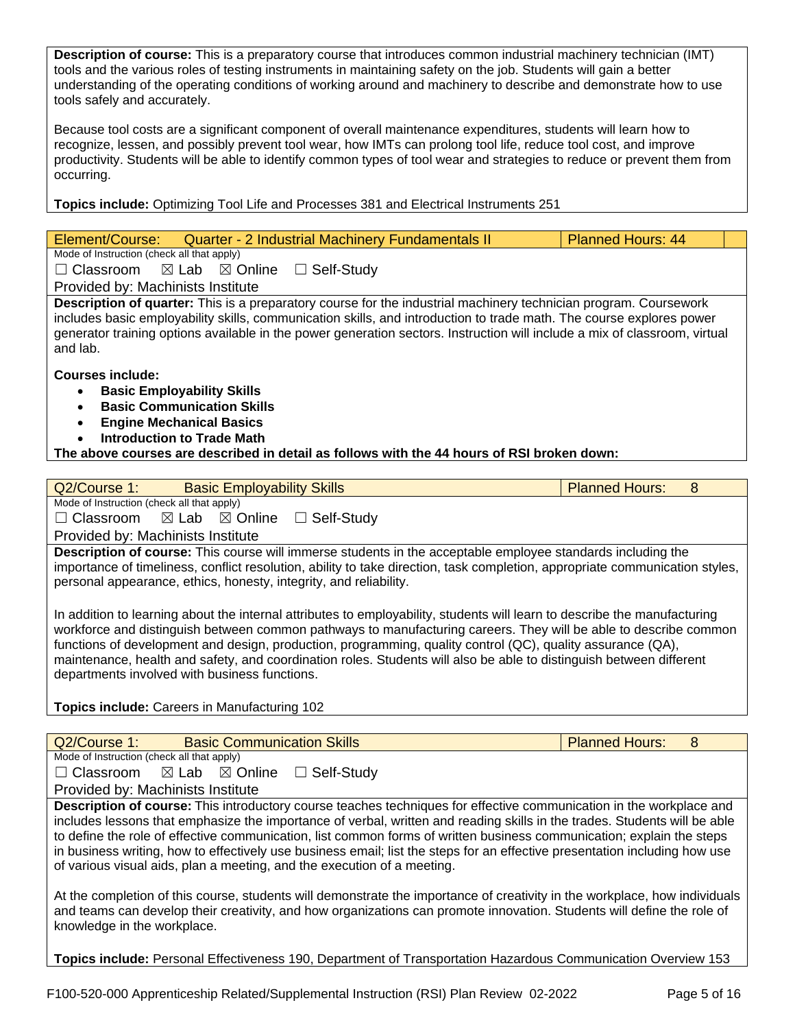**Description of course:** This is a preparatory course that introduces common industrial machinery technician (IMT) tools and the various roles of testing instruments in maintaining safety on the job. Students will gain a better understanding of the operating conditions of working around and machinery to describe and demonstrate how to use tools safely and accurately.

Because tool costs are a significant component of overall maintenance expenditures, students will learn how to recognize, lessen, and possibly prevent tool wear, how IMTs can prolong tool life, reduce tool cost, and improve productivity. Students will be able to identify common types of tool wear and strategies to reduce or prevent them from occurring.

**Topics include:** Optimizing Tool Life and Processes 381 and Electrical Instruments 251

| Element/Course: Quarter - 2 Industrial Machinery Fundamentals II | Planned Hours: 44 |
|---|---|

Mode of Instruction (check all that apply)

☐ Classroom ☒ Lab ☒ Online ☐ Self-Study

Provided by: Machinists Institute

**Description of quarter:** This is a preparatory course for the industrial machinery technician program. Coursework includes basic employability skills, communication skills, and introduction to trade math. The course explores power generator training options available in the power generation sectors. Instruction will include a mix of classroom, virtual and lab.

**Courses include:**

- **Basic Employability Skills**
- **Basic Communication Skills**
- **Engine Mechanical Basics**
- **Introduction to Trade Math**

**The above courses are described in detail as follows with the 44 hours of RSI broken down:**

| Q2/Course 1: Basic Employability Skills | Planned Hours: 8 |
|---|---|

Mode of Instruction (check all that apply)

☐ Classroom ☒ Lab ☒ Online ☐ Self-Study

Provided by: Machinists Institute

**Description of course:** This course will immerse students in the acceptable employee standards including the importance of timeliness, conflict resolution, ability to take direction, task completion, appropriate communication styles, personal appearance, ethics, honesty, integrity, and reliability.

In addition to learning about the internal attributes to employability, students will learn to describe the manufacturing workforce and distinguish between common pathways to manufacturing careers. They will be able to describe common functions of development and design, production, programming, quality control (QC), quality assurance (QA), maintenance, health and safety, and coordination roles. Students will also be able to distinguish between different departments involved with business functions.

**Topics include:** Careers in Manufacturing 102

| Q2/Course 1: Basic Communication Skills | Planned Hours: 8 |
|---|---|

Mode of Instruction (check all that apply)

☐ Classroom ☒ Lab ☒ Online ☐ Self-Study

Provided by: Machinists Institute

**Description of course:** This introductory course teaches techniques for effective communication in the workplace and includes lessons that emphasize the importance of verbal, written and reading skills in the trades. Students will be able to define the role of effective communication, list common forms of written business communication; explain the steps in business writing, how to effectively use business email; list the steps for an effective presentation including how use of various visual aids, plan a meeting, and the execution of a meeting.

At the completion of this course, students will demonstrate the importance of creativity in the workplace, how individuals and teams can develop their creativity, and how organizations can promote innovation. Students will define the role of knowledge in the workplace.

**Topics include:** Personal Effectiveness 190, Department of Transportation Hazardous Communication Overview 153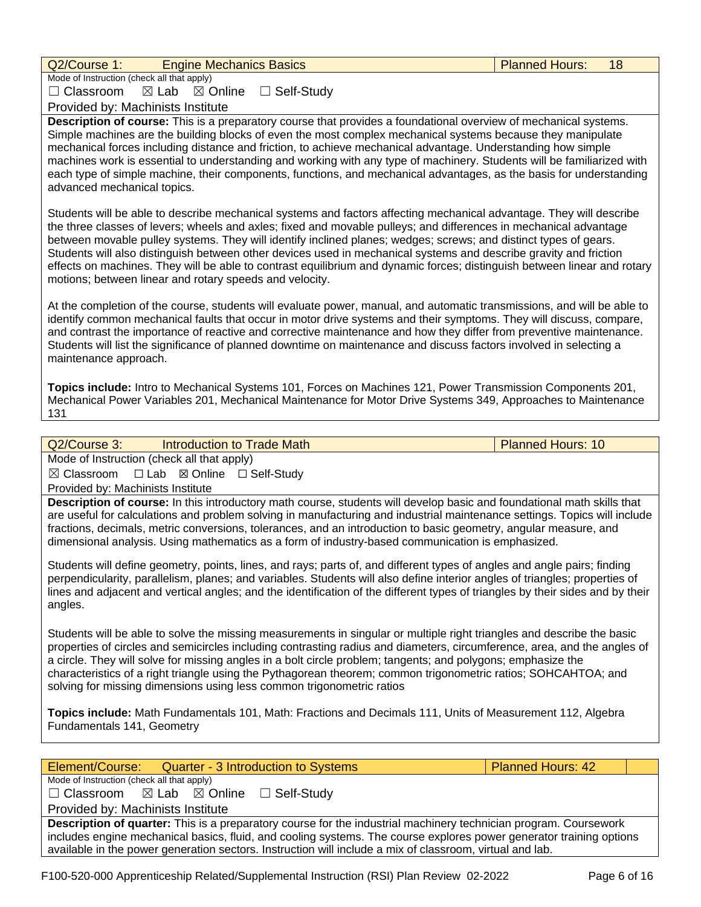| Q2/Course 1: Engine Mechanics Basics | Planned Hours: 18 |
|---|---|

Mode of Instruction (check all that apply)

☐ Classroom ☒ Lab ☒ Online ☐ Self-Study

Provided by: Machinists Institute

**Description of course:** This is a preparatory course that provides a foundational overview of mechanical systems. Simple machines are the building blocks of even the most complex mechanical systems because they manipulate mechanical forces including distance and friction, to achieve mechanical advantage. Understanding how simple machines work is essential to understanding and working with any type of machinery. Students will be familiarized with each type of simple machine, their components, functions, and mechanical advantages, as the basis for understanding advanced mechanical topics.

Students will be able to describe mechanical systems and factors affecting mechanical advantage. They will describe the three classes of levers; wheels and axles; fixed and movable pulleys; and differences in mechanical advantage between movable pulley systems. They will identify inclined planes; wedges; screws; and distinct types of gears. Students will also distinguish between other devices used in mechanical systems and describe gravity and friction effects on machines. They will be able to contrast equilibrium and dynamic forces; distinguish between linear and rotary motions; between linear and rotary speeds and velocity.

At the completion of the course, students will evaluate power, manual, and automatic transmissions, and will be able to identify common mechanical faults that occur in motor drive systems and their symptoms. They will discuss, compare, and contrast the importance of reactive and corrective maintenance and how they differ from preventive maintenance. Students will list the significance of planned downtime on maintenance and discuss factors involved in selecting a maintenance approach.

**Topics include:** Intro to Mechanical Systems 101, Forces on Machines 121, Power Transmission Components 201, Mechanical Power Variables 201, Mechanical Maintenance for Motor Drive Systems 349, Approaches to Maintenance 131

| Q2/Course 3: Introduction to Trade Math | Planned Hours: 10 |
|---|---|

Mode of Instruction (check all that apply)

☒ Classroom ☐ Lab ☒ Online ☐ Self-Study

Provided by: Machinists Institute

**Description of course:** In this introductory math course, students will develop basic and foundational math skills that are useful for calculations and problem solving in manufacturing and industrial maintenance settings. Topics will include fractions, decimals, metric conversions, tolerances, and an introduction to basic geometry, angular measure, and dimensional analysis. Using mathematics as a form of industry-based communication is emphasized.

Students will define geometry, points, lines, and rays; parts of, and different types of angles and angle pairs; finding perpendicularity, parallelism, planes; and variables. Students will also define interior angles of triangles; properties of lines and adjacent and vertical angles; and the identification of the different types of triangles by their sides and by their angles.

Students will be able to solve the missing measurements in singular or multiple right triangles and describe the basic properties of circles and semicircles including contrasting radius and diameters, circumference, area, and the angles of a circle. They will solve for missing angles in a bolt circle problem; tangents; and polygons; emphasize the characteristics of a right triangle using the Pythagorean theorem; common trigonometric ratios; SOHCAHTOA; and solving for missing dimensions using less common trigonometric ratios

**Topics include:** Math Fundamentals 101, Math: Fractions and Decimals 111, Units of Measurement 112, Algebra Fundamentals 141, Geometry

| Element/Course: Quarter - 3 Introduction to Systems | Planned Hours: 42 |
|---|---|

Mode of Instruction (check all that apply)

☐ Classroom ☒ Lab ☒ Online ☐ Self-Study

Provided by: Machinists Institute

**Description of quarter:** This is a preparatory course for the industrial machinery technician program. Coursework includes engine mechanical basics, fluid, and cooling systems. The course explores power generator training options available in the power generation sectors. Instruction will include a mix of classroom, virtual and lab.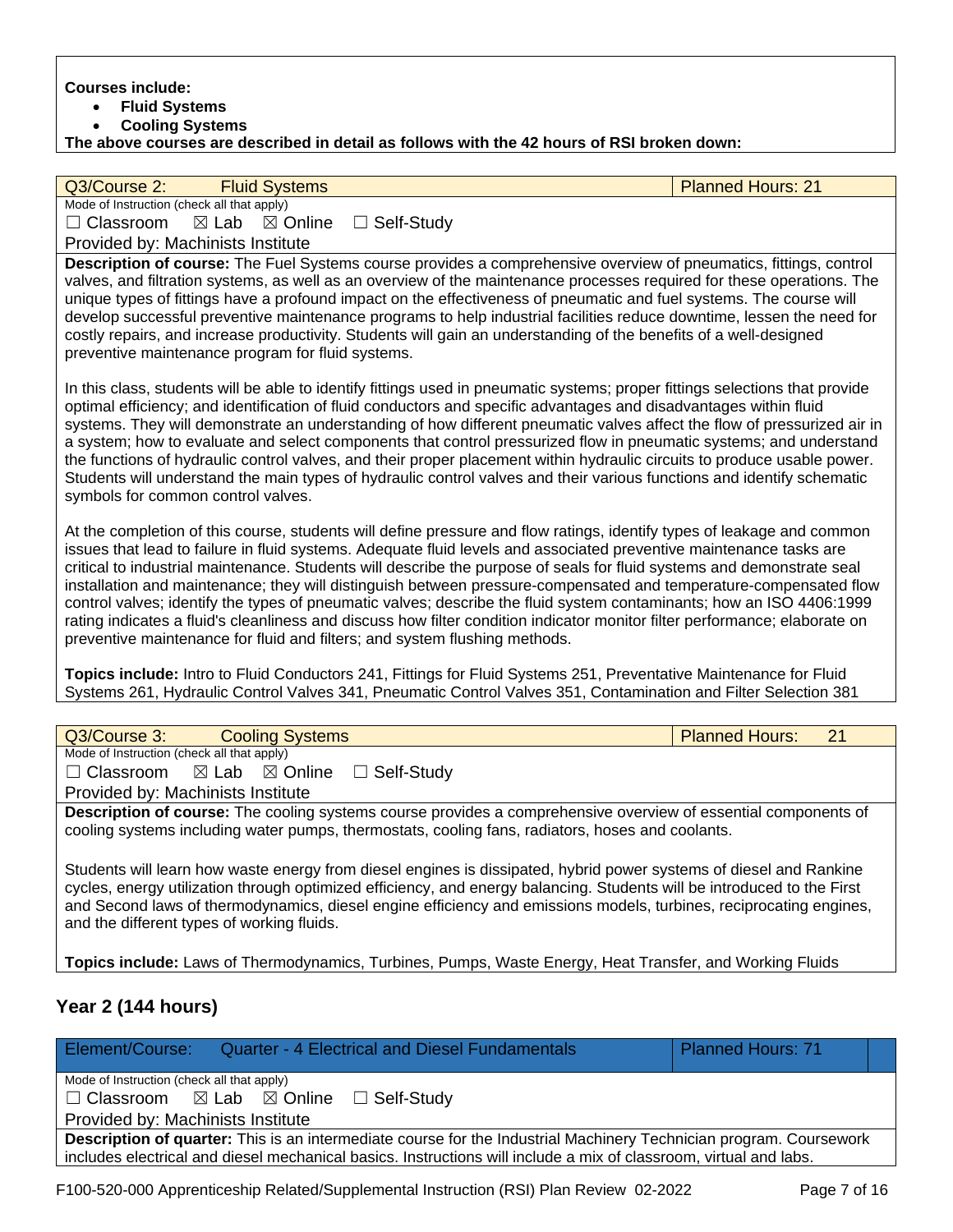**Courses include:**

- **Fluid Systems**
- **Cooling Systems**

**The above courses are described in detail as follows with the 42 hours of RSI broken down:**

| Q3/Course 2: Fluid Systems | Planned Hours: 21 |
|---|---|

Mode of Instruction (check all that apply)

☐ Classroom ☒ Lab ☒ Online ☐ Self-Study

Provided by: Machinists Institute

**Description of course:** The Fuel Systems course provides a comprehensive overview of pneumatics, fittings, control valves, and filtration systems, as well as an overview of the maintenance processes required for these operations. The unique types of fittings have a profound impact on the effectiveness of pneumatic and fuel systems. The course will develop successful preventive maintenance programs to help industrial facilities reduce downtime, lessen the need for costly repairs, and increase productivity. Students will gain an understanding of the benefits of a well-designed preventive maintenance program for fluid systems.

In this class, students will be able to identify fittings used in pneumatic systems; proper fittings selections that provide optimal efficiency; and identification of fluid conductors and specific advantages and disadvantages within fluid systems. They will demonstrate an understanding of how different pneumatic valves affect the flow of pressurized air in a system; how to evaluate and select components that control pressurized flow in pneumatic systems; and understand the functions of hydraulic control valves, and their proper placement within hydraulic circuits to produce usable power. Students will understand the main types of hydraulic control valves and their various functions and identify schematic symbols for common control valves.

At the completion of this course, students will define pressure and flow ratings, identify types of leakage and common issues that lead to failure in fluid systems. Adequate fluid levels and associated preventive maintenance tasks are critical to industrial maintenance. Students will describe the purpose of seals for fluid systems and demonstrate seal installation and maintenance; they will distinguish between pressure-compensated and temperature-compensated flow control valves; identify the types of pneumatic valves; describe the fluid system contaminants; how an ISO 4406:1999 rating indicates a fluid's cleanliness and discuss how filter condition indicator monitor filter performance; elaborate on preventive maintenance for fluid and filters; and system flushing methods.

**Topics include:** Intro to Fluid Conductors 241, Fittings for Fluid Systems 251, Preventative Maintenance for Fluid Systems 261, Hydraulic Control Valves 341, Pneumatic Control Valves 351, Contamination and Filter Selection 381

| Q3/Course 3: Cooling Systems | Planned Hours: 21 |
|---|---|

Mode of Instruction (check all that apply)

☐ Classroom ☒ Lab ☒ Online ☐ Self-Study

Provided by: Machinists Institute

**Description of course:** The cooling systems course provides a comprehensive overview of essential components of cooling systems including water pumps, thermostats, cooling fans, radiators, hoses and coolants.

Students will learn how waste energy from diesel engines is dissipated, hybrid power systems of diesel and Rankine cycles, energy utilization through optimized efficiency, and energy balancing. Students will be introduced to the First and Second laws of thermodynamics, diesel engine efficiency and emissions models, turbines, reciprocating engines, and the different types of working fluids.

**Topics include:** Laws of Thermodynamics, Turbines, Pumps, Waste Energy, Heat Transfer, and Working Fluids

## Year 2 (144 hours)

| Element/Course: Quarter - 4 Electrical and Diesel Fundamentals | Planned Hours: 71 |
|---|---|

Mode of Instruction (check all that apply)

☐ Classroom ☒ Lab ☒ Online ☐ Self-Study

Provided by: Machinists Institute

**Description of quarter:** This is an intermediate course for the Industrial Machinery Technician program. Coursework includes electrical and diesel mechanical basics. Instructions will include a mix of classroom, virtual and labs.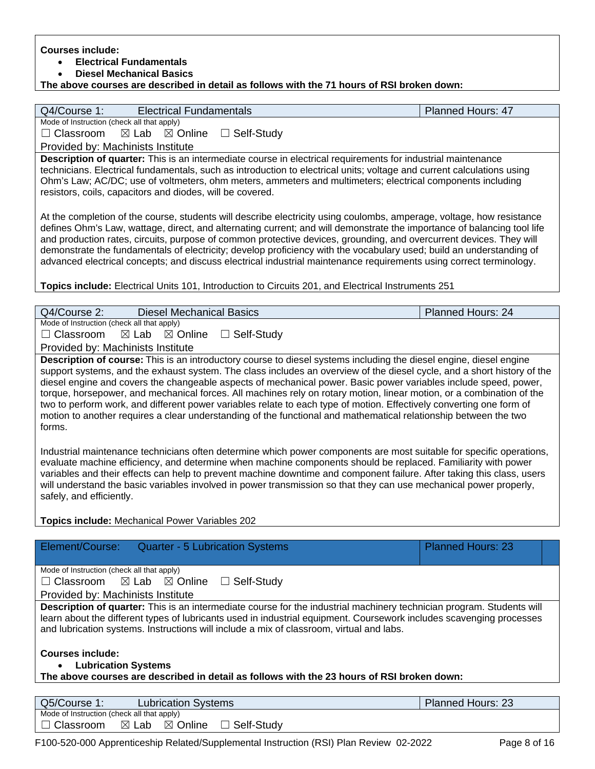**Courses include:**

- **Electrical Fundamentals**
- **Diesel Mechanical Basics**

**The above courses are described in detail as follows with the 71 hours of RSI broken down:**

| Q4/Course 1: Electrical Fundamentals | Planned Hours: 47 |
|---|---|

Mode of Instruction (check all that apply)

☐ Classroom ☒ Lab ☒ Online ☐ Self-Study

Provided by: Machinists Institute

**Description of quarter:** This is an intermediate course in electrical requirements for industrial maintenance technicians. Electrical fundamentals, such as introduction to electrical units; voltage and current calculations using Ohm's Law; AC/DC; use of voltmeters, ohm meters, ammeters and multimeters; electrical components including resistors, coils, capacitors and diodes, will be covered.

At the completion of the course, students will describe electricity using coulombs, amperage, voltage, how resistance defines Ohm's Law, wattage, direct, and alternating current; and will demonstrate the importance of balancing tool life and production rates, circuits, purpose of common protective devices, grounding, and overcurrent devices. They will demonstrate the fundamentals of electricity; develop proficiency with the vocabulary used; build an understanding of advanced electrical concepts; and discuss electrical industrial maintenance requirements using correct terminology.

**Topics include:** Electrical Units 101, Introduction to Circuits 201, and Electrical Instruments 251

| Q4/Course 2: Diesel Mechanical Basics | Planned Hours: 24 |
|---|---|

Mode of Instruction (check all that apply)

☐ Classroom ☒ Lab ☒ Online ☐ Self-Study

Provided by: Machinists Institute

**Description of course:** This is an introductory course to diesel systems including the diesel engine, diesel engine support systems, and the exhaust system. The class includes an overview of the diesel cycle, and a short history of the diesel engine and covers the changeable aspects of mechanical power. Basic power variables include speed, power, torque, horsepower, and mechanical forces. All machines rely on rotary motion, linear motion, or a combination of the two to perform work, and different power variables relate to each type of motion. Effectively converting one form of motion to another requires a clear understanding of the functional and mathematical relationship between the two forms.

Industrial maintenance technicians often determine which power components are most suitable for specific operations, evaluate machine efficiency, and determine when machine components should be replaced. Familiarity with power variables and their effects can help to prevent machine downtime and component failure. After taking this class, users will understand the basic variables involved in power transmission so that they can use mechanical power properly, safely, and efficiently.

**Topics include:** Mechanical Power Variables 202

| Element/Course: Quarter - 5 Lubrication Systems | Planned Hours: 23 |
|---|---|

Mode of Instruction (check all that apply)

☐ Classroom ☒ Lab ☒ Online ☐ Self-Study

Provided by: Machinists Institute

**Description of quarter:** This is an intermediate course for the industrial machinery technician program. Students will learn about the different types of lubricants used in industrial equipment. Coursework includes scavenging processes and lubrication systems. Instructions will include a mix of classroom, virtual and labs.

**Courses include:**

- **Lubrication Systems**

**The above courses are described in detail as follows with the 23 hours of RSI broken down:**

| Q5/Course 1: Lubrication Systems | Planned Hours: 23 |
|---|---|

Mode of Instruction (check all that apply)

☐ Classroom ☒ Lab ☒ Online ☐ Self-Study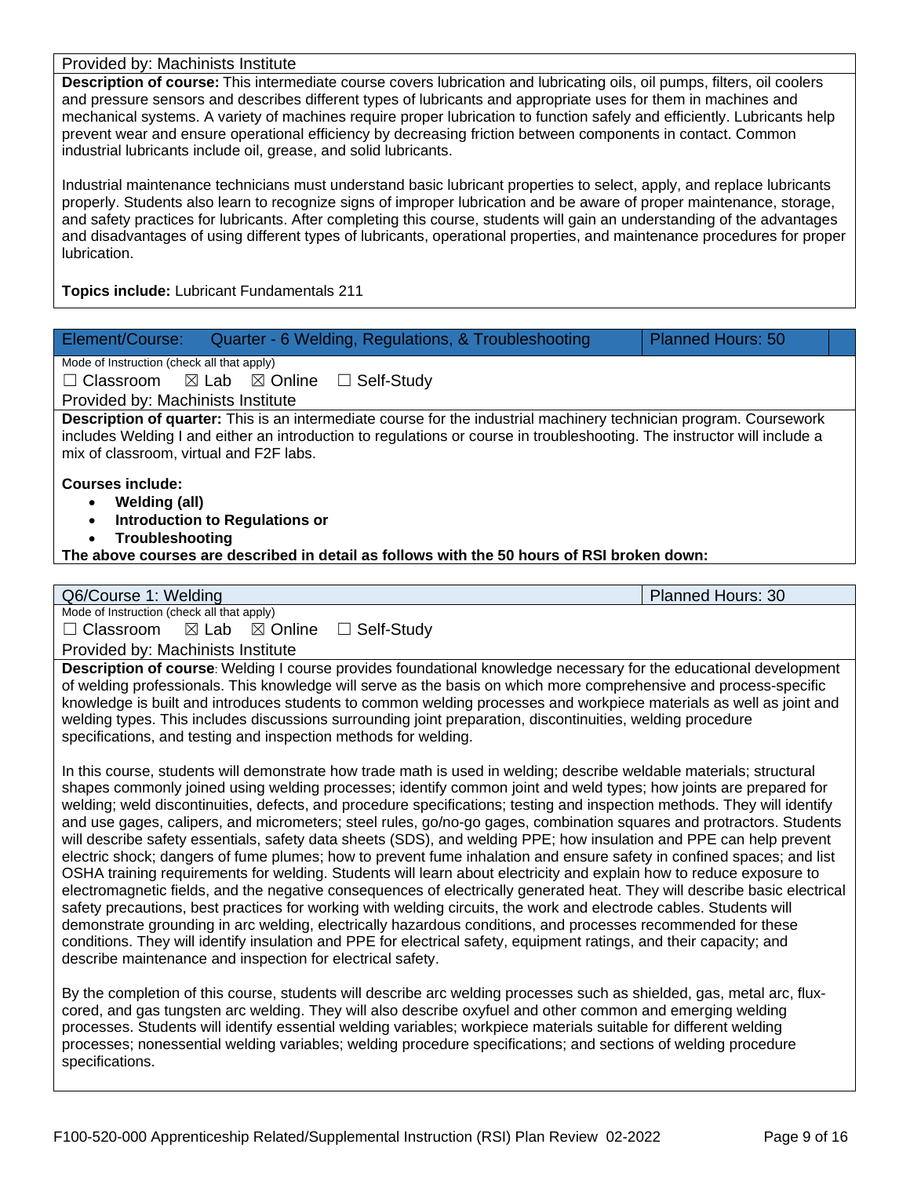Provided by: Machinists Institute

**Description of course:** This intermediate course covers lubrication and lubricating oils, oil pumps, filters, oil coolers and pressure sensors and describes different types of lubricants and appropriate uses for them in machines and mechanical systems. A variety of machines require proper lubrication to function safely and efficiently. Lubricants help prevent wear and ensure operational efficiency by decreasing friction between components in contact. Common industrial lubricants include oil, grease, and solid lubricants.

Industrial maintenance technicians must understand basic lubricant properties to select, apply, and replace lubricants properly. Students also learn to recognize signs of improper lubrication and be aware of proper maintenance, storage, and safety practices for lubricants. After completing this course, students will gain an understanding of the advantages and disadvantages of using different types of lubricants, operational properties, and maintenance procedures for proper lubrication.

**Topics include:** Lubricant Fundamentals 211

| Element/Course: Quarter - 6 Welding, Regulations, & Troubleshooting | Planned Hours: 50 |
|---|---|

Mode of Instruction (check all that apply)

☐ Classroom ☒ Lab ☒ Online ☐ Self-Study

Provided by: Machinists Institute

**Description of quarter:** This is an intermediate course for the industrial machinery technician program. Coursework includes Welding I and either an introduction to regulations or course in troubleshooting. The instructor will include a mix of classroom, virtual and F2F labs.

**Courses include:**

- **Welding (all)**
- **Introduction to Regulations or**
- **Troubleshooting**

**The above courses are described in detail as follows with the 50 hours of RSI broken down:**

| Q6/Course 1: Welding | Planned Hours: 30 |
|---|---|

Mode of Instruction (check all that apply)

☐ Classroom ☒ Lab ☒ Online ☐ Self-Study

Provided by: Machinists Institute

**Description of course**: Welding I course provides foundational knowledge necessary for the educational development of welding professionals. This knowledge will serve as the basis on which more comprehensive and process-specific knowledge is built and introduces students to common welding processes and workpiece materials as well as joint and welding types. This includes discussions surrounding joint preparation, discontinuities, welding procedure specifications, and testing and inspection methods for welding.

In this course, students will demonstrate how trade math is used in welding; describe weldable materials; structural shapes commonly joined using welding processes; identify common joint and weld types; how joints are prepared for welding; weld discontinuities, defects, and procedure specifications; testing and inspection methods. They will identify and use gages, calipers, and micrometers; steel rules, go/no-go gages, combination squares and protractors. Students will describe safety essentials, safety data sheets (SDS), and welding PPE; how insulation and PPE can help prevent electric shock; dangers of fume plumes; how to prevent fume inhalation and ensure safety in confined spaces; and list OSHA training requirements for welding. Students will learn about electricity and explain how to reduce exposure to electromagnetic fields, and the negative consequences of electrically generated heat. They will describe basic electrical safety precautions, best practices for working with welding circuits, the work and electrode cables. Students will demonstrate grounding in arc welding, electrically hazardous conditions, and processes recommended for these conditions. They will identify insulation and PPE for electrical safety, equipment ratings, and their capacity; and describe maintenance and inspection for electrical safety.

By the completion of this course, students will describe arc welding processes such as shielded, gas, metal arc, flux-cored, and gas tungsten arc welding. They will also describe oxyfuel and other common and emerging welding processes. Students will identify essential welding variables; workpiece materials suitable for different welding processes; nonessential welding variables; welding procedure specifications; and sections of welding procedure specifications.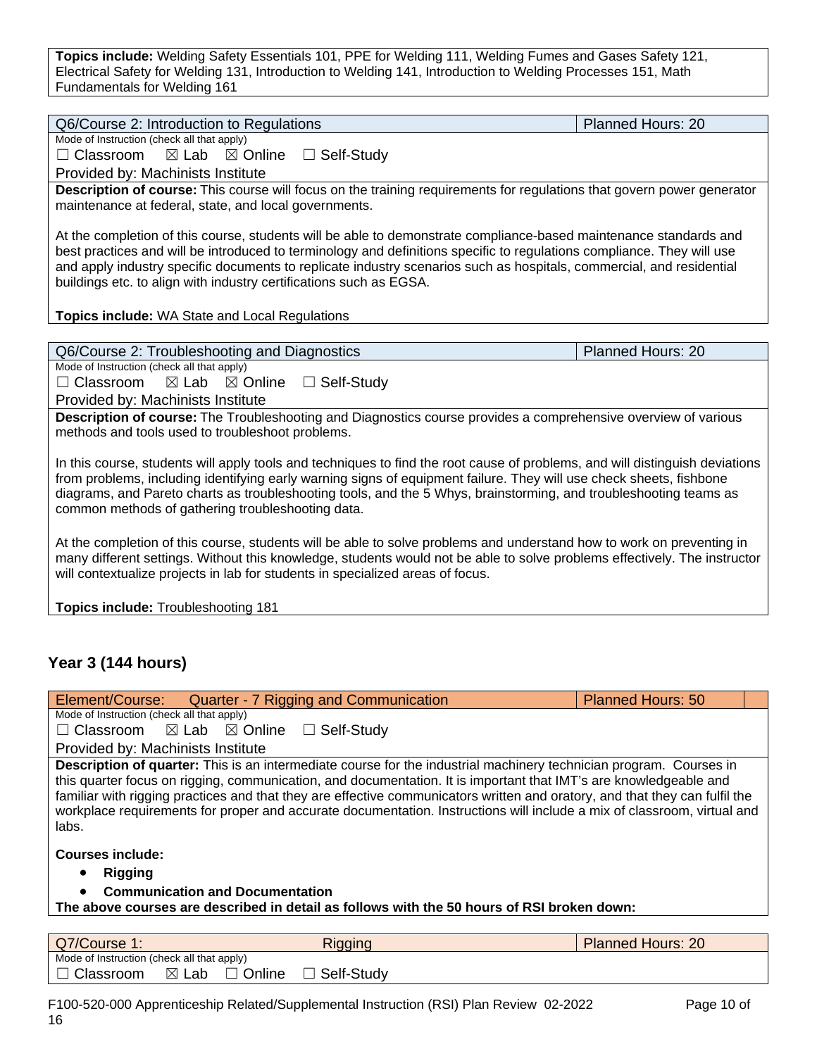**Topics include:** Welding Safety Essentials 101, PPE for Welding 111, Welding Fumes and Gases Safety 121, Electrical Safety for Welding 131, Introduction to Welding 141, Introduction to Welding Processes 151, Math Fundamentals for Welding 161

| Q6/Course 2: Introduction to Regulations | Planned Hours: 20 |
|---|---|
| Mode of Instruction (check all that apply)<br>☐ Classroom ☒ Lab ☒ Online ☐ Self-Study | |
| Provided by: Machinists Institute | |

**Description of course:** This course will focus on the training requirements for regulations that govern power generator maintenance at federal, state, and local governments.

At the completion of this course, students will be able to demonstrate compliance-based maintenance standards and best practices and will be introduced to terminology and definitions specific to regulations compliance. They will use and apply industry specific documents to replicate industry scenarios such as hospitals, commercial, and residential buildings etc. to align with industry certifications such as EGSA.

**Topics include:** WA State and Local Regulations

| Q6/Course 2: Troubleshooting and Diagnostics | Planned Hours: 20 |
|---|---|
| Mode of Instruction (check all that apply)<br>☐ Classroom ☒ Lab ☒ Online ☐ Self-Study | |
| Provided by: Machinists Institute | |

**Description of course:** The Troubleshooting and Diagnostics course provides a comprehensive overview of various methods and tools used to troubleshoot problems.

In this course, students will apply tools and techniques to find the root cause of problems, and will distinguish deviations from problems, including identifying early warning signs of equipment failure. They will use check sheets, fishbone diagrams, and Pareto charts as troubleshooting tools, and the 5 Whys, brainstorming, and troubleshooting teams as common methods of gathering troubleshooting data.

At the completion of this course, students will be able to solve problems and understand how to work on preventing in many different settings. Without this knowledge, students would not be able to solve problems effectively. The instructor will contextualize projects in lab for students in specialized areas of focus.

**Topics include:** Troubleshooting 181

## Year 3 (144 hours)

| Element/Course: Quarter - 7 Rigging and Communication | Planned Hours: 50 |
|---|---|
| Mode of Instruction (check all that apply)<br>☐ Classroom ☒ Lab ☒ Online ☐ Self-Study | |
| Provided by: Machinists Institute | |

**Description of quarter:** This is an intermediate course for the industrial machinery technician program. Courses in this quarter focus on rigging, communication, and documentation. It is important that IMT's are knowledgeable and familiar with rigging practices and that they are effective communicators written and oratory, and that they can fulfil the workplace requirements for proper and accurate documentation. Instructions will include a mix of classroom, virtual and labs.

**Courses include:**

- **Rigging**
- **Communication and Documentation**

**The above courses are described in detail as follows with the 50 hours of RSI broken down:**

| Q7/Course 1: Rigging | Planned Hours: 20 |
|---|---|
| Mode of Instruction (check all that apply)<br>☐ Classroom ☒ Lab ☐ Online ☐ Self-Study | |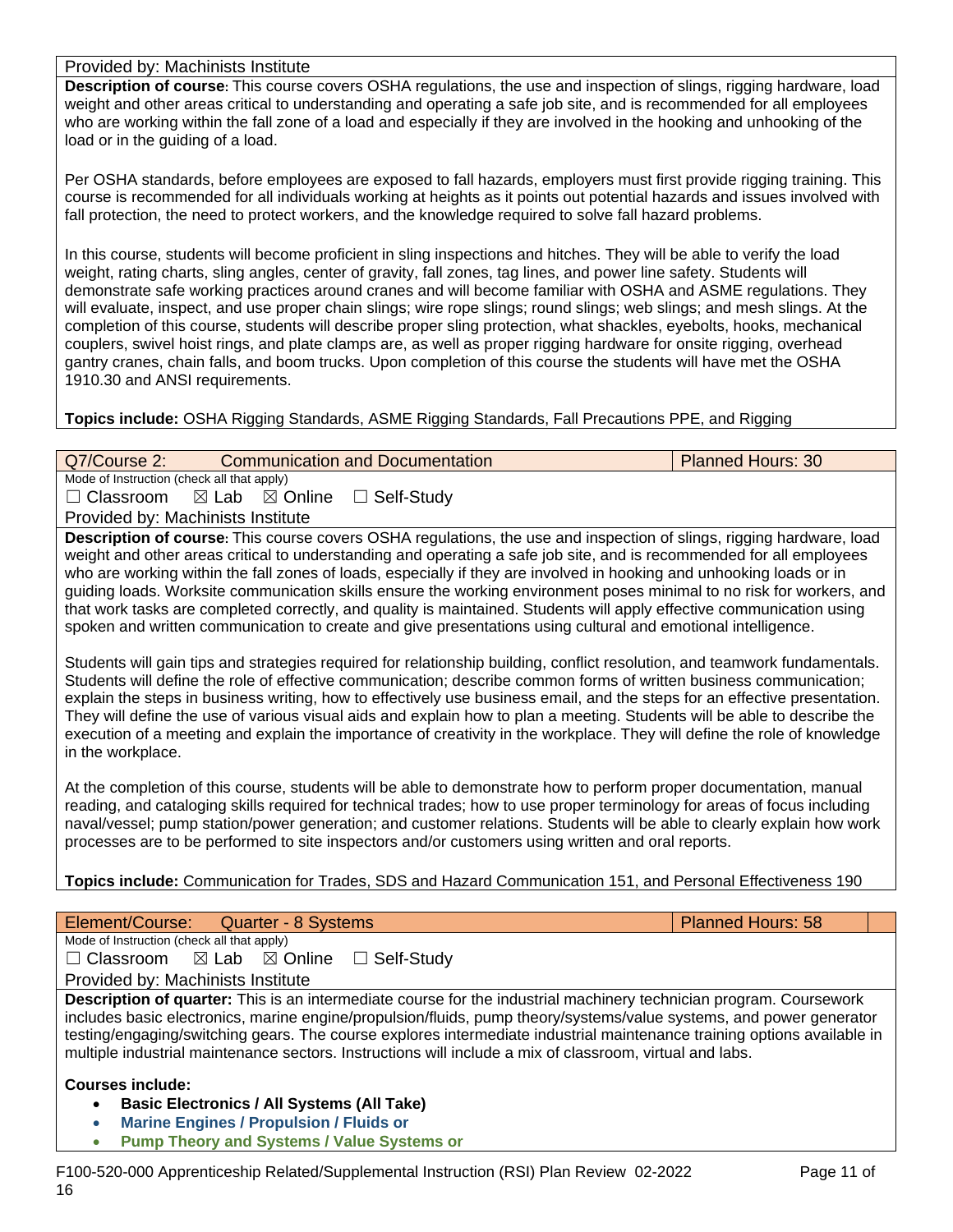Provided by: Machinists Institute

**Description of course:** This course covers OSHA regulations, the use and inspection of slings, rigging hardware, load weight and other areas critical to understanding and operating a safe job site, and is recommended for all employees who are working within the fall zone of a load and especially if they are involved in the hooking and unhooking of the load or in the guiding of a load.

Per OSHA standards, before employees are exposed to fall hazards, employers must first provide rigging training. This course is recommended for all individuals working at heights as it points out potential hazards and issues involved with fall protection, the need to protect workers, and the knowledge required to solve fall hazard problems.

In this course, students will become proficient in sling inspections and hitches. They will be able to verify the load weight, rating charts, sling angles, center of gravity, fall zones, tag lines, and power line safety. Students will demonstrate safe working practices around cranes and will become familiar with OSHA and ASME regulations. They will evaluate, inspect, and use proper chain slings; wire rope slings; round slings; web slings; and mesh slings. At the completion of this course, students will describe proper sling protection, what shackles, eyebolts, hooks, mechanical couplers, swivel hoist rings, and plate clamps are, as well as proper rigging hardware for onsite rigging, overhead gantry cranes, chain falls, and boom trucks. Upon completion of this course the students will have met the OSHA 1910.30 and ANSI requirements.

**Topics include:** OSHA Rigging Standards, ASME Rigging Standards, Fall Precautions PPE, and Rigging

| Q7/Course 2: Communication and Documentation | Planned Hours: 30 |
|---|---|

Mode of Instruction (check all that apply)

☐ Classroom ☒ Lab ☒ Online ☐ Self-Study

Provided by: Machinists Institute

**Description of course:** This course covers OSHA regulations, the use and inspection of slings, rigging hardware, load weight and other areas critical to understanding and operating a safe job site, and is recommended for all employees who are working within the fall zones of loads, especially if they are involved in hooking and unhooking loads or in guiding loads. Worksite communication skills ensure the working environment poses minimal to no risk for workers, and that work tasks are completed correctly, and quality is maintained. Students will apply effective communication using spoken and written communication to create and give presentations using cultural and emotional intelligence.

Students will gain tips and strategies required for relationship building, conflict resolution, and teamwork fundamentals. Students will define the role of effective communication; describe common forms of written business communication; explain the steps in business writing, how to effectively use business email, and the steps for an effective presentation. They will define the use of various visual aids and explain how to plan a meeting. Students will be able to describe the execution of a meeting and explain the importance of creativity in the workplace. They will define the role of knowledge in the workplace.

At the completion of this course, students will be able to demonstrate how to perform proper documentation, manual reading, and cataloging skills required for technical trades; how to use proper terminology for areas of focus including naval/vessel; pump station/power generation; and customer relations. Students will be able to clearly explain how work processes are to be performed to site inspectors and/or customers using written and oral reports.

**Topics include:** Communication for Trades, SDS and Hazard Communication 151, and Personal Effectiveness 190

| Element/Course: Quarter - 8 Systems | Planned Hours: 58 |
|---|---|

Mode of Instruction (check all that apply)

☐ Classroom ☒ Lab ☒ Online ☐ Self-Study

Provided by: Machinists Institute

**Description of quarter:** This is an intermediate course for the industrial machinery technician program. Coursework includes basic electronics, marine engine/propulsion/fluids, pump theory/systems/value systems, and power generator testing/engaging/switching gears. The course explores intermediate industrial maintenance training options available in multiple industrial maintenance sectors. Instructions will include a mix of classroom, virtual and labs.

**Courses include:**

- **Basic Electronics / All Systems (All Take)**
- **Marine Engines / Propulsion / Fluids or**
- **Pump Theory and Systems / Value Systems or**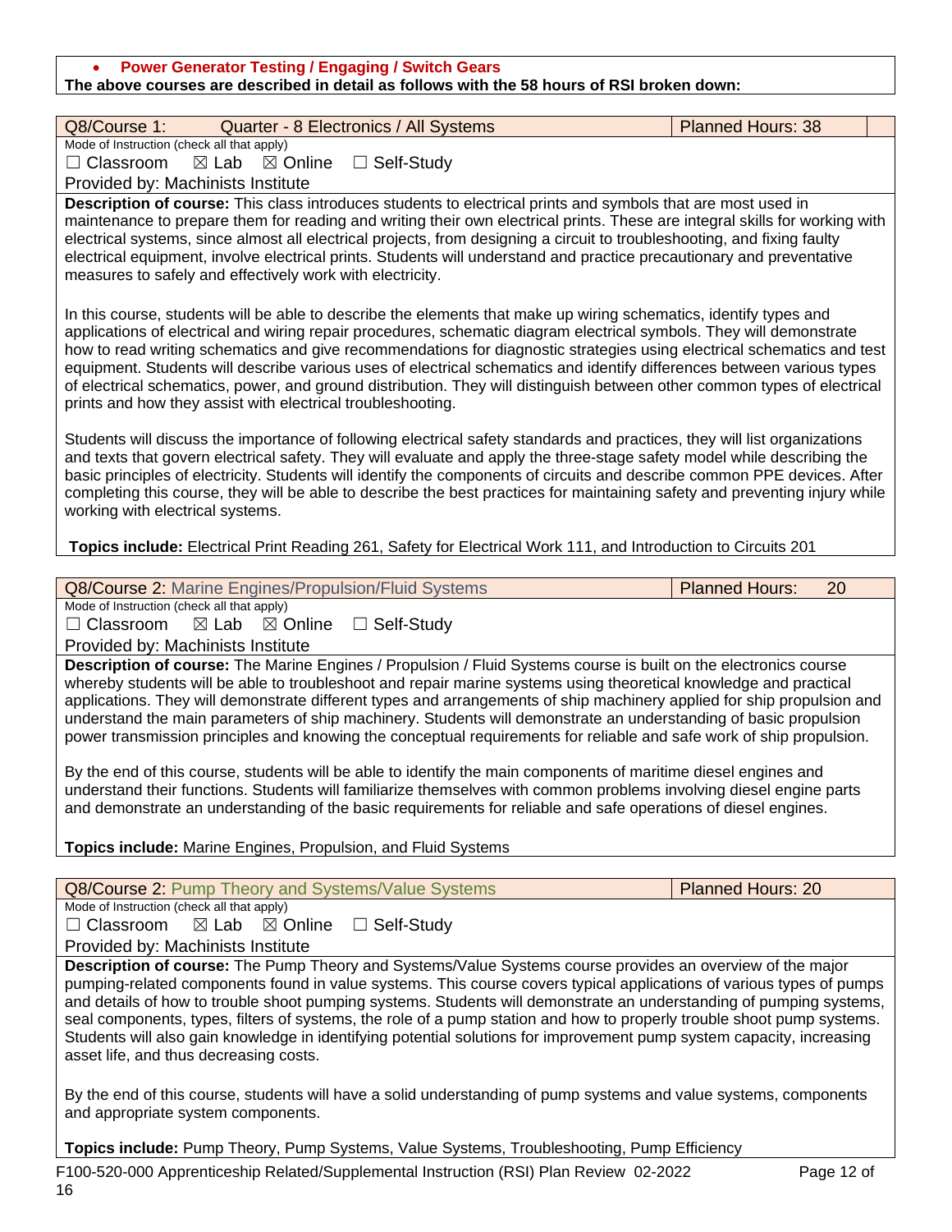- **Power Generator Testing / Engaging / Switch Gears**

**The above courses are described in detail as follows with the 58 hours of RSI broken down:**

| Q8/Course 1: Quarter - 8 Electronics / All Systems | Planned Hours: 38 |
|---|---|

Mode of Instruction (check all that apply)

☐ Classroom ☒ Lab ☒ Online ☐ Self-Study

Provided by: Machinists Institute

**Description of course:** This class introduces students to electrical prints and symbols that are most used in maintenance to prepare them for reading and writing their own electrical prints. These are integral skills for working with electrical systems, since almost all electrical projects, from designing a circuit to troubleshooting, and fixing faulty electrical equipment, involve electrical prints. Students will understand and practice precautionary and preventative measures to safely and effectively work with electricity.

In this course, students will be able to describe the elements that make up wiring schematics, identify types and applications of electrical and wiring repair procedures, schematic diagram electrical symbols. They will demonstrate how to read writing schematics and give recommendations for diagnostic strategies using electrical schematics and test equipment. Students will describe various uses of electrical schematics and identify differences between various types of electrical schematics, power, and ground distribution. They will distinguish between other common types of electrical prints and how they assist with electrical troubleshooting.

Students will discuss the importance of following electrical safety standards and practices, they will list organizations and texts that govern electrical safety. They will evaluate and apply the three-stage safety model while describing the basic principles of electricity. Students will identify the components of circuits and describe common PPE devices. After completing this course, they will be able to describe the best practices for maintaining safety and preventing injury while working with electrical systems.

**Topics include:** Electrical Print Reading 261, Safety for Electrical Work 111, and Introduction to Circuits 201

| Q8/Course 2: Marine Engines/Propulsion/Fluid Systems | Planned Hours: 20 |
|---|---|

Mode of Instruction (check all that apply)

☐ Classroom ☒ Lab ☒ Online ☐ Self-Study

Provided by: Machinists Institute

**Description of course:** The Marine Engines / Propulsion / Fluid Systems course is built on the electronics course whereby students will be able to troubleshoot and repair marine systems using theoretical knowledge and practical applications. They will demonstrate different types and arrangements of ship machinery applied for ship propulsion and understand the main parameters of ship machinery. Students will demonstrate an understanding of basic propulsion power transmission principles and knowing the conceptual requirements for reliable and safe work of ship propulsion.

By the end of this course, students will be able to identify the main components of maritime diesel engines and understand their functions. Students will familiarize themselves with common problems involving diesel engine parts and demonstrate an understanding of the basic requirements for reliable and safe operations of diesel engines.

**Topics include:** Marine Engines, Propulsion, and Fluid Systems

| Q8/Course 2: Pump Theory and Systems/Value Systems | Planned Hours: 20 |
|---|---|

Mode of Instruction (check all that apply)

☐ Classroom ☒ Lab ☒ Online ☐ Self-Study

Provided by: Machinists Institute

**Description of course:** The Pump Theory and Systems/Value Systems course provides an overview of the major pumping-related components found in value systems. This course covers typical applications of various types of pumps and details of how to trouble shoot pumping systems. Students will demonstrate an understanding of pumping systems, seal components, types, filters of systems, the role of a pump station and how to properly trouble shoot pump systems. Students will also gain knowledge in identifying potential solutions for improvement pump system capacity, increasing asset life, and thus decreasing costs.

By the end of this course, students will have a solid understanding of pump systems and value systems, components and appropriate system components.

**Topics include:** Pump Theory, Pump Systems, Value Systems, Troubleshooting, Pump Efficiency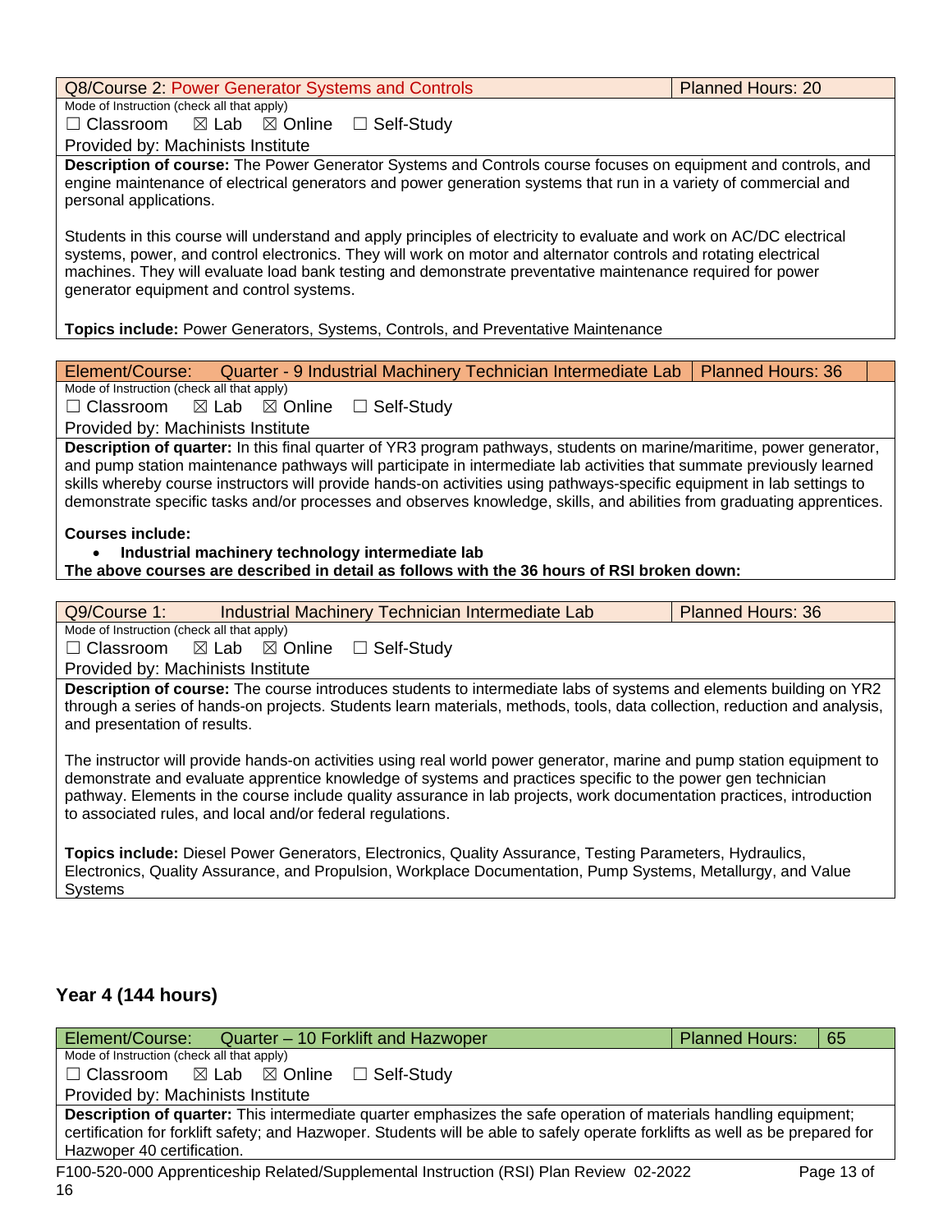| Q8/Course 2: Power Generator Systems and Controls | Planned Hours: 20 |
|---|---|

Mode of Instruction (check all that apply)

☐ Classroom ☒ Lab ☒ Online ☐ Self-Study

Provided by: Machinists Institute

**Description of course:** The Power Generator Systems and Controls course focuses on equipment and controls, and engine maintenance of electrical generators and power generation systems that run in a variety of commercial and personal applications.

Students in this course will understand and apply principles of electricity to evaluate and work on AC/DC electrical systems, power, and control electronics. They will work on motor and alternator controls and rotating electrical machines. They will evaluate load bank testing and demonstrate preventative maintenance required for power generator equipment and control systems.

**Topics include:** Power Generators, Systems, Controls, and Preventative Maintenance

| Element/Course: Quarter - 9 Industrial Machinery Technician Intermediate Lab | Planned Hours: 36 |
|---|---|

Mode of Instruction (check all that apply)

☐ Classroom ☒ Lab ☒ Online ☐ Self-Study

Provided by: Machinists Institute

**Description of quarter:** In this final quarter of YR3 program pathways, students on marine/maritime, power generator, and pump station maintenance pathways will participate in intermediate lab activities that summate previously learned skills whereby course instructors will provide hands-on activities using pathways-specific equipment in lab settings to demonstrate specific tasks and/or processes and observes knowledge, skills, and abilities from graduating apprentices.

**Courses include:**

- **Industrial machinery technology intermediate lab**

**The above courses are described in detail as follows with the 36 hours of RSI broken down:**

| Q9/Course 1: Industrial Machinery Technician Intermediate Lab | Planned Hours: 36 |
|---|---|

Mode of Instruction (check all that apply)

☐ Classroom ☒ Lab ☒ Online ☐ Self-Study

Provided by: Machinists Institute

**Description of course:** The course introduces students to intermediate labs of systems and elements building on YR2 through a series of hands-on projects. Students learn materials, methods, tools, data collection, reduction and analysis, and presentation of results.

The instructor will provide hands-on activities using real world power generator, marine and pump station equipment to demonstrate and evaluate apprentice knowledge of systems and practices specific to the power gen technician pathway. Elements in the course include quality assurance in lab projects, work documentation practices, introduction to associated rules, and local and/or federal regulations.

**Topics include:** Diesel Power Generators, Electronics, Quality Assurance, Testing Parameters, Hydraulics, Electronics, Quality Assurance, and Propulsion, Workplace Documentation, Pump Systems, Metallurgy, and Value Systems

## Year 4 (144 hours)

| Element/Course: Quarter – 10 Forklift and Hazwoper | Planned Hours: | 65 |
|---|---|---|

Mode of Instruction (check all that apply)

☐ Classroom ☒ Lab ☒ Online ☐ Self-Study

Provided by: Machinists Institute

**Description of quarter:** This intermediate quarter emphasizes the safe operation of materials handling equipment; certification for forklift safety; and Hazwoper. Students will be able to safely operate forklifts as well as be prepared for Hazwoper 40 certification.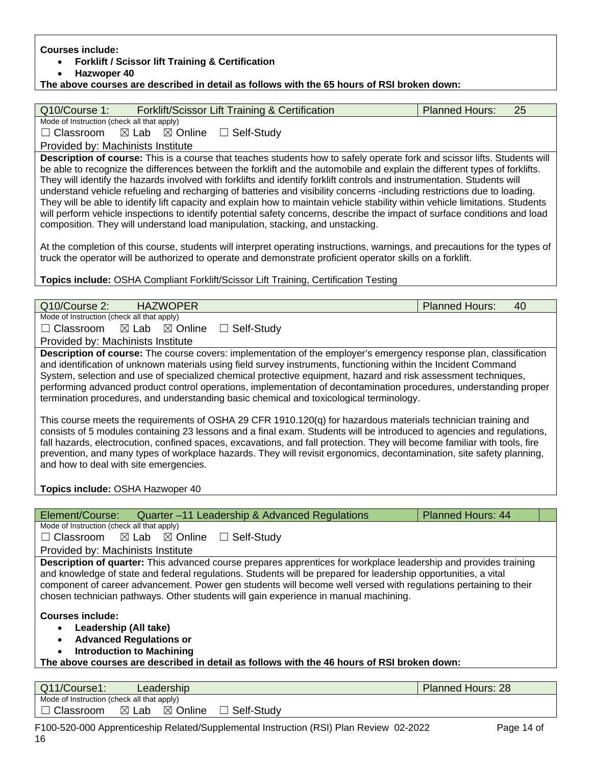**Courses include:**

- **Forklift / Scissor lift Training & Certification**
- **Hazwoper 40**

**The above courses are described in detail as follows with the 65 hours of RSI broken down:**

| Q10/Course 1: Forklift/Scissor Lift Training & Certification | Planned Hours: 25 |
|---|---|
| Mode of Instruction (check all that apply)<br>☐ Classroom ☒ Lab ☒ Online ☐ Self-Study | |
| Provided by: Machinists Institute | |

**Description of course:** This is a course that teaches students how to safely operate fork and scissor lifts. Students will be able to recognize the differences between the forklift and the automobile and explain the different types of forklifts. They will identify the hazards involved with forklifts and identify forklift controls and instrumentation. Students will understand vehicle refueling and recharging of batteries and visibility concerns -including restrictions due to loading. They will be able to identify lift capacity and explain how to maintain vehicle stability within vehicle limitations. Students will perform vehicle inspections to identify potential safety concerns, describe the impact of surface conditions and load composition. They will understand load manipulation, stacking, and unstacking.

At the completion of this course, students will interpret operating instructions, warnings, and precautions for the types of truck the operator will be authorized to operate and demonstrate proficient operator skills on a forklift.

**Topics include:** OSHA Compliant Forklift/Scissor Lift Training, Certification Testing

| Q10/Course 2: HAZWOPER | Planned Hours: 40 |
|---|---|
| Mode of Instruction (check all that apply)<br>☐ Classroom ☒ Lab ☒ Online ☐ Self-Study | |
| Provided by: Machinists Institute | |

**Description of course:** The course covers: implementation of the employer's emergency response plan, classification and identification of unknown materials using field survey instruments, functioning within the Incident Command System, selection and use of specialized chemical protective equipment, hazard and risk assessment techniques, performing advanced product control operations, implementation of decontamination procedures, understanding proper termination procedures, and understanding basic chemical and toxicological terminology.

This course meets the requirements of OSHA 29 CFR 1910.120(q) for hazardous materials technician training and consists of 5 modules containing 23 lessons and a final exam. Students will be introduced to agencies and regulations, fall hazards, electrocution, confined spaces, excavations, and fall protection. They will become familiar with tools, fire prevention, and many types of workplace hazards. They will revisit ergonomics, decontamination, site safety planning, and how to deal with site emergencies.

**Topics include:** OSHA Hazwoper 40

| Element/Course: Quarter –11 Leadership & Advanced Regulations | Planned Hours: 44 |
|---|---|
| Mode of Instruction (check all that apply)<br>☐ Classroom ☒ Lab ☒ Online ☐ Self-Study | |
| Provided by: Machinists Institute | |

**Description of quarter:** This advanced course prepares apprentices for workplace leadership and provides training and knowledge of state and federal regulations. Students will be prepared for leadership opportunities, a vital component of career advancement. Power gen students will become well versed with regulations pertaining to their chosen technician pathways. Other students will gain experience in manual machining.

**Courses include:**

- **Leadership (All take)**
- **Advanced Regulations or**
- **Introduction to Machining**

**The above courses are described in detail as follows with the 46 hours of RSI broken down:**

| Q11/Course1: Leadership | Planned Hours: 28 |
|---|---|
| Mode of Instruction (check all that apply)<br>☐ Classroom ☒ Lab ☒ Online ☐ Self-Study | |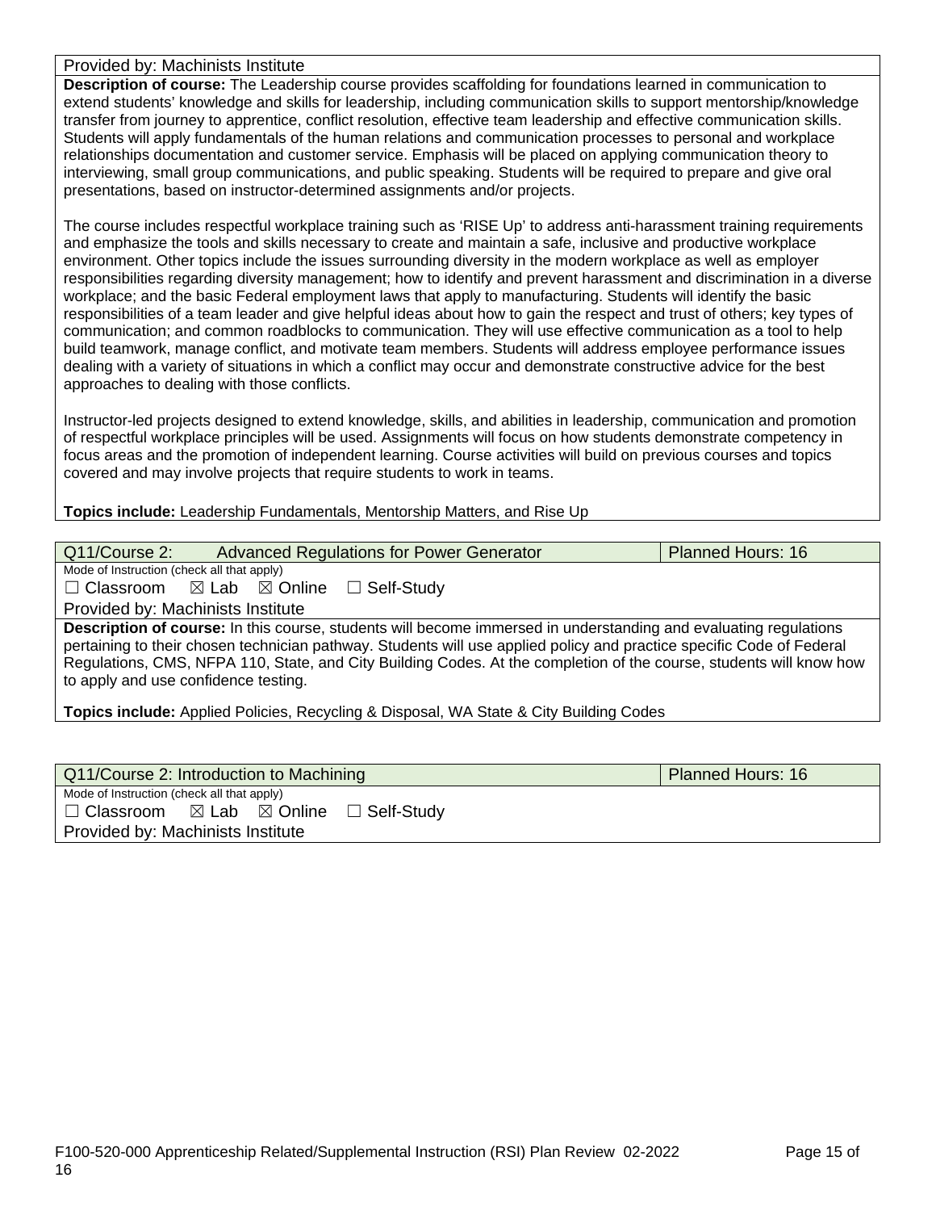Provided by: Machinists Institute

**Description of course:** The Leadership course provides scaffolding for foundations learned in communication to extend students' knowledge and skills for leadership, including communication skills to support mentorship/knowledge transfer from journey to apprentice, conflict resolution, effective team leadership and effective communication skills. Students will apply fundamentals of the human relations and communication processes to personal and workplace relationships documentation and customer service. Emphasis will be placed on applying communication theory to interviewing, small group communications, and public speaking. Students will be required to prepare and give oral presentations, based on instructor-determined assignments and/or projects.

The course includes respectful workplace training such as 'RISE Up' to address anti-harassment training requirements and emphasize the tools and skills necessary to create and maintain a safe, inclusive and productive workplace environment. Other topics include the issues surrounding diversity in the modern workplace as well as employer responsibilities regarding diversity management; how to identify and prevent harassment and discrimination in a diverse workplace; and the basic Federal employment laws that apply to manufacturing. Students will identify the basic responsibilities of a team leader and give helpful ideas about how to gain the respect and trust of others; key types of communication; and common roadblocks to communication. They will use effective communication as a tool to help build teamwork, manage conflict, and motivate team members. Students will address employee performance issues dealing with a variety of situations in which a conflict may occur and demonstrate constructive advice for the best approaches to dealing with those conflicts.

Instructor-led projects designed to extend knowledge, skills, and abilities in leadership, communication and promotion of respectful workplace principles will be used. Assignments will focus on how students demonstrate competency in focus areas and the promotion of independent learning. Course activities will build on previous courses and topics covered and may involve projects that require students to work in teams.

**Topics include:** Leadership Fundamentals, Mentorship Matters, and Rise Up

| Q11/Course 2: Advanced Regulations for Power Generator | Planned Hours: 16 |
|---|---|

Mode of Instruction (check all that apply)

☐ Classroom ☒ Lab ☒ Online ☐ Self-Study

Provided by: Machinists Institute

**Description of course:** In this course, students will become immersed in understanding and evaluating regulations pertaining to their chosen technician pathway. Students will use applied policy and practice specific Code of Federal Regulations, CMS, NFPA 110, State, and City Building Codes. At the completion of the course, students will know how to apply and use confidence testing.

**Topics include:** Applied Policies, Recycling & Disposal, WA State & City Building Codes

| Q11/Course 2: Introduction to Machining | Planned Hours: 16 |
|---|---|

Mode of Instruction (check all that apply)

☐ Classroom ☒ Lab ☒ Online ☐ Self-Study

Provided by: Machinists Institute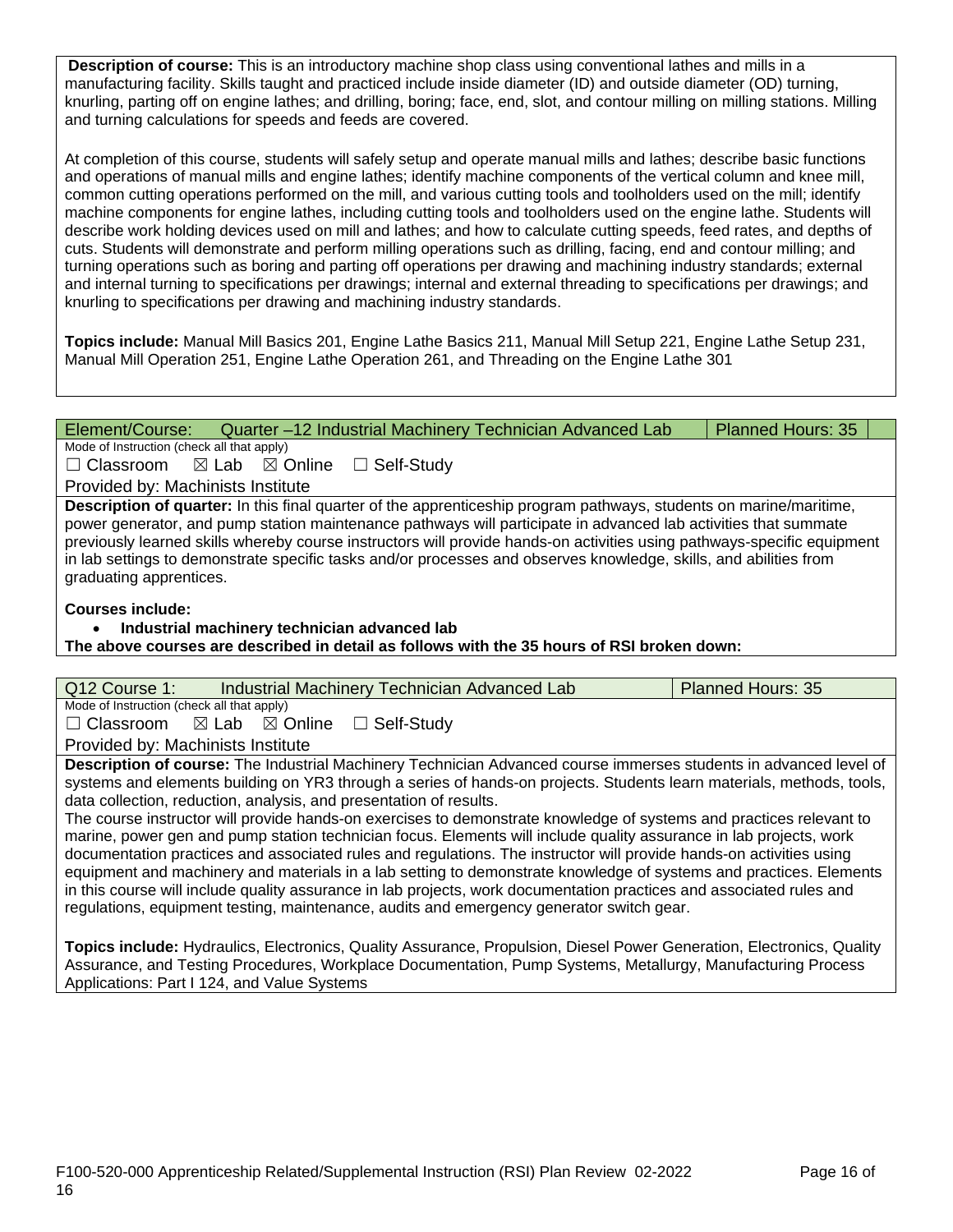**Description of course:** This is an introductory machine shop class using conventional lathes and mills in a manufacturing facility. Skills taught and practiced include inside diameter (ID) and outside diameter (OD) turning, knurling, parting off on engine lathes; and drilling, boring; face, end, slot, and contour milling on milling stations. Milling and turning calculations for speeds and feeds are covered.

At completion of this course, students will safely setup and operate manual mills and lathes; describe basic functions and operations of manual mills and engine lathes; identify machine components of the vertical column and knee mill, common cutting operations performed on the mill, and various cutting tools and toolholders used on the mill; identify machine components for engine lathes, including cutting tools and toolholders used on the engine lathe. Students will describe work holding devices used on mill and lathes; and how to calculate cutting speeds, feed rates, and depths of cuts. Students will demonstrate and perform milling operations such as drilling, facing, end and contour milling; and turning operations such as boring and parting off operations per drawing and machining industry standards; external and internal turning to specifications per drawings; internal and external threading to specifications per drawings; and knurling to specifications per drawing and machining industry standards.

**Topics include:** Manual Mill Basics 201, Engine Lathe Basics 211, Manual Mill Setup 221, Engine Lathe Setup 231, Manual Mill Operation 251, Engine Lathe Operation 261, and Threading on the Engine Lathe 301

| Element/Course: Quarter –12 Industrial Machinery Technician Advanced Lab | Planned Hours: 35 |
|---|---|

Mode of Instruction (check all that apply)

☐ Classroom ☒ Lab ☒ Online ☐ Self-Study

Provided by: Machinists Institute

**Description of quarter:** In this final quarter of the apprenticeship program pathways, students on marine/maritime, power generator, and pump station maintenance pathways will participate in advanced lab activities that summate previously learned skills whereby course instructors will provide hands-on activities using pathways-specific equipment in lab settings to demonstrate specific tasks and/or processes and observes knowledge, skills, and abilities from graduating apprentices.

**Courses include:**

- **Industrial machinery technician advanced lab**

**The above courses are described in detail as follows with the 35 hours of RSI broken down:**

| Q12 Course 1: Industrial Machinery Technician Advanced Lab | Planned Hours: 35 |
|---|---|

Mode of Instruction (check all that apply)

☐ Classroom ☒ Lab ☒ Online ☐ Self-Study

Provided by: Machinists Institute

**Description of course:** The Industrial Machinery Technician Advanced course immerses students in advanced level of systems and elements building on YR3 through a series of hands-on projects. Students learn materials, methods, tools, data collection, reduction, analysis, and presentation of results.

The course instructor will provide hands-on exercises to demonstrate knowledge of systems and practices relevant to marine, power gen and pump station technician focus. Elements will include quality assurance in lab projects, work documentation practices and associated rules and regulations. The instructor will provide hands-on activities using equipment and machinery and materials in a lab setting to demonstrate knowledge of systems and practices. Elements in this course will include quality assurance in lab projects, work documentation practices and associated rules and regulations, equipment testing, maintenance, audits and emergency generator switch gear.

**Topics include:** Hydraulics, Electronics, Quality Assurance, Propulsion, Diesel Power Generation, Electronics, Quality Assurance, and Testing Procedures, Workplace Documentation, Pump Systems, Metallurgy, Manufacturing Process Applications: Part I 124, and Value Systems